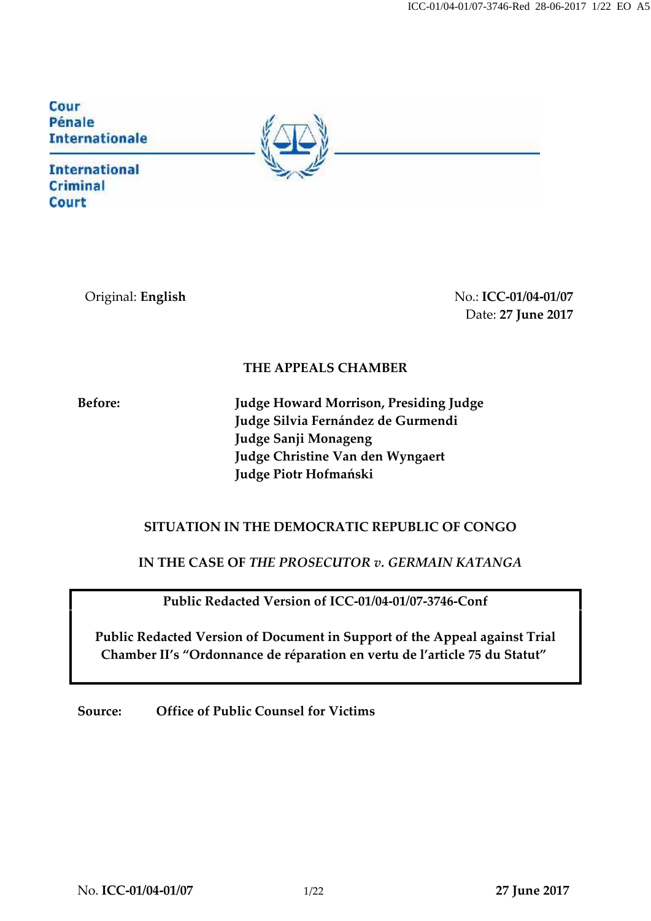Cour Pénale Internationale

International Criminal Court

Original: **English**

No.: **ICC-01/04-01/07**
Date: **27 June 2017**

**THE APPEALS CHAMBER**

**Before:**

**Judge Howard Morrison, Presiding Judge**
**Judge Silvia Fernández de Gurmendi**
**Judge Sanji Monageng**
**Judge Christine Van den Wyngaert**
**Judge Piotr Hofmański**

**SITUATION IN THE DEMOCRATIC REPUBLIC OF CONGO**

**IN THE CASE OF *THE PROSECUTOR v. GERMAIN KATANGA***

**Public Redacted Version of ICC-01/04-01/07-3746-Conf**

**Public Redacted Version of Document in Support of the Appeal against Trial Chamber II's "Ordonnance de réparation en vertu de l'article 75 du Statut"**

**Source:** **Office of Public Counsel for Victims**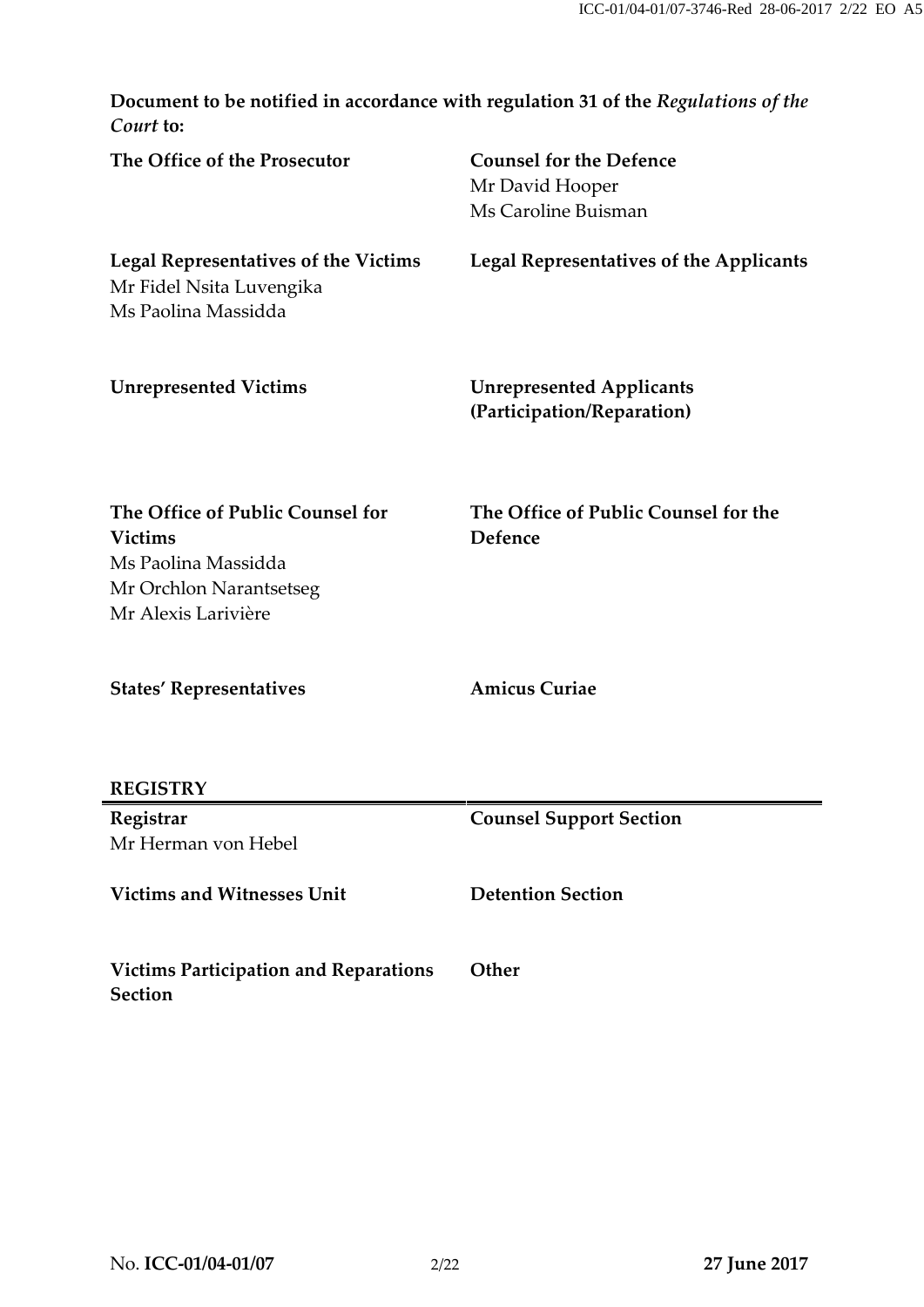**Document to be notified in accordance with regulation 31 of the *Regulations of the Court* to:**

**The Office of the Prosecutor**

**Counsel for the Defence**
Mr David Hooper
Ms Caroline Buisman

**Legal Representatives of the Victims**
Mr Fidel Nsita Luvengika
Ms Paolina Massidda

**Legal Representatives of the Applicants**

**Unrepresented Victims**

**Unrepresented Applicants (Participation/Reparation)**

**The Office of Public Counsel for Victims**
Ms Paolina Massidda
Mr Orchlon Narantsetseg
Mr Alexis Larivière

**The Office of Public Counsel for the Defence**

**States' Representatives**

**Amicus Curiae**

**REGISTRY**

**Registrar**
Mr Herman von Hebel

**Counsel Support Section**

**Victims and Witnesses Unit**

**Detention Section**

**Victims Participation and Reparations Section**

**Other**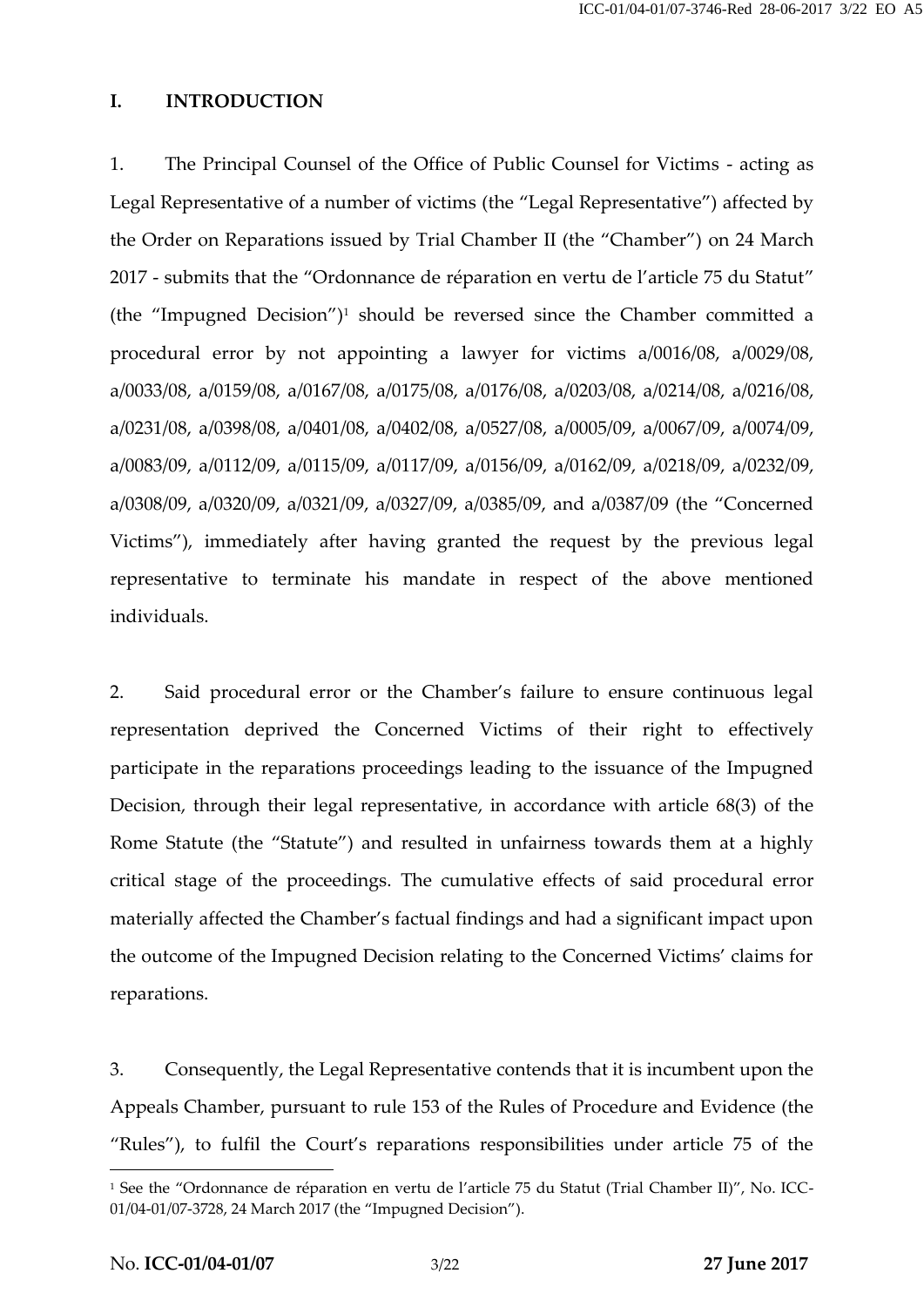# I. INTRODUCTION

1. The Principal Counsel of the Office of Public Counsel for Victims - acting as Legal Representative of a number of victims (the "Legal Representative") affected by the Order on Reparations issued by Trial Chamber II (the "Chamber") on 24 March 2017 - submits that the "Ordonnance de réparation en vertu de l'article 75 du Statut" (the "Impugned Decision")[1] should be reversed since the Chamber committed a procedural error by not appointing a lawyer for victims a/0016/08, a/0029/08, a/0033/08, a/0159/08, a/0167/08, a/0175/08, a/0176/08, a/0203/08, a/0214/08, a/0216/08, a/0231/08, a/0398/08, a/0401/08, a/0402/08, a/0527/08, a/0005/09, a/0067/09, a/0074/09, a/0083/09, a/0112/09, a/0115/09, a/0117/09, a/0156/09, a/0162/09, a/0218/09, a/0232/09, a/0308/09, a/0320/09, a/0321/09, a/0327/09, a/0385/09, and a/0387/09 (the "Concerned Victims"), immediately after having granted the request by the previous legal representative to terminate his mandate in respect of the above mentioned individuals.

2. Said procedural error or the Chamber's failure to ensure continuous legal representation deprived the Concerned Victims of their right to effectively participate in the reparations proceedings leading to the issuance of the Impugned Decision, through their legal representative, in accordance with article 68(3) of the Rome Statute (the "Statute") and resulted in unfairness towards them at a highly critical stage of the proceedings. The cumulative effects of said procedural error materially affected the Chamber's factual findings and had a significant impact upon the outcome of the Impugned Decision relating to the Concerned Victims' claims for reparations.

3. Consequently, the Legal Representative contends that it is incumbent upon the Appeals Chamber, pursuant to rule 153 of the Rules of Procedure and Evidence (the "Rules"), to fulfil the Court's reparations responsibilities under article 75 of the

[1] See the "Ordonnance de réparation en vertu de l'article 75 du Statut (Trial Chamber II)", No. ICC-01/04-01/07-3728, 24 March 2017 (the "Impugned Decision").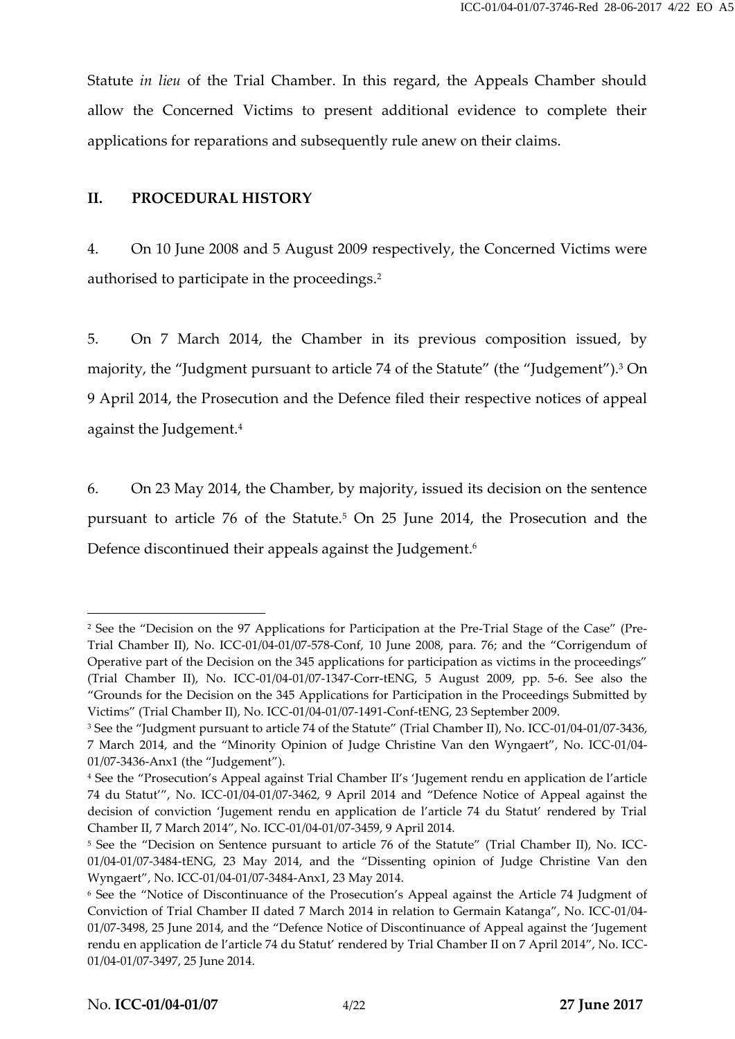Statute *in lieu* of the Trial Chamber. In this regard, the Appeals Chamber should allow the Concerned Victims to present additional evidence to complete their applications for reparations and subsequently rule anew on their claims.

## II. PROCEDURAL HISTORY

4. On 10 June 2008 and 5 August 2009 respectively, the Concerned Victims were authorised to participate in the proceedings.[2]

5. On 7 March 2014, the Chamber in its previous composition issued, by majority, the "Judgment pursuant to article 74 of the Statute" (the "Judgement").[3] On 9 April 2014, the Prosecution and the Defence filed their respective notices of appeal against the Judgement.[4]

6. On 23 May 2014, the Chamber, by majority, issued its decision on the sentence pursuant to article 76 of the Statute.[5] On 25 June 2014, the Prosecution and the Defence discontinued their appeals against the Judgement.[6]

---

[2] See the "Decision on the 97 Applications for Participation at the Pre-Trial Stage of the Case" (Pre-Trial Chamber II), No. ICC-01/04-01/07-578-Conf, 10 June 2008, para. 76; and the "Corrigendum of Operative part of the Decision on the 345 applications for participation as victims in the proceedings" (Trial Chamber II), No. ICC-01/04-01/07-1347-Corr-tENG, 5 August 2009, pp. 5-6. See also the "Grounds for the Decision on the 345 Applications for Participation in the Proceedings Submitted by Victims" (Trial Chamber II), No. ICC-01/04-01/07-1491-Conf-tENG, 23 September 2009.

[3] See the "Judgment pursuant to article 74 of the Statute" (Trial Chamber II), No. ICC-01/04-01/07-3436, 7 March 2014, and the "Minority Opinion of Judge Christine Van den Wyngaert", No. ICC-01/04-01/07-3436-Anx1 (the "Judgement").

[4] See the "Prosecution's Appeal against Trial Chamber II's 'Jugement rendu en application de l'article 74 du Statut'", No. ICC-01/04-01/07-3462, 9 April 2014 and "Defence Notice of Appeal against the decision of conviction 'Jugement rendu en application de l'article 74 du Statut' rendered by Trial Chamber II, 7 March 2014", No. ICC-01/04-01/07-3459, 9 April 2014.

[5] See the "Decision on Sentence pursuant to article 76 of the Statute" (Trial Chamber II), No. ICC-01/04-01/07-3484-tENG, 23 May 2014, and the "Dissenting opinion of Judge Christine Van den Wyngaert", No. ICC-01/04-01/07-3484-Anx1, 23 May 2014.

[6] See the "Notice of Discontinuance of the Prosecution's Appeal against the Article 74 Judgment of Conviction of Trial Chamber II dated 7 March 2014 in relation to Germain Katanga", No. ICC-01/04-01/07-3498, 25 June 2014, and the "Defence Notice of Discontinuance of Appeal against the 'Jugement rendu en application de l'article 74 du Statut' rendered by Trial Chamber II on 7 April 2014", No. ICC-01/04-01/07-3497, 25 June 2014.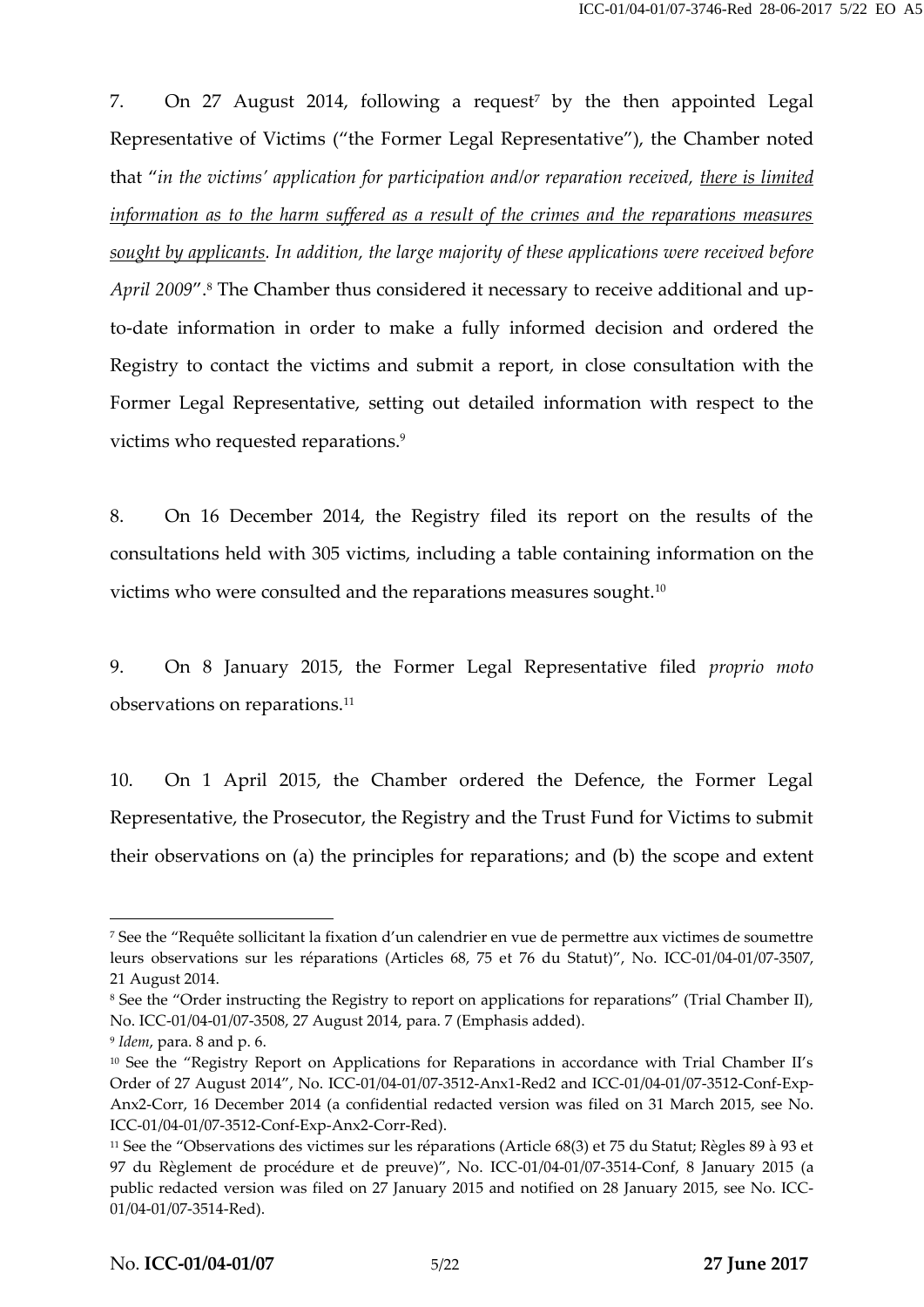7. On 27 August 2014, following a request[7] by the then appointed Legal Representative of Victims ("the Former Legal Representative"), the Chamber noted that "*in the victims' application for participation and/or reparation received, <u>there is limited information as to the harm suffered as a result of the crimes and the reparations measures sought by applicants</u>. In addition, the large majority of these applications were received before April 2009*".[8] The Chamber thus considered it necessary to receive additional and up-to-date information in order to make a fully informed decision and ordered the Registry to contact the victims and submit a report, in close consultation with the Former Legal Representative, setting out detailed information with respect to the victims who requested reparations.[9]

8. On 16 December 2014, the Registry filed its report on the results of the consultations held with 305 victims, including a table containing information on the victims who were consulted and the reparations measures sought.[10]

9. On 8 January 2015, the Former Legal Representative filed *proprio moto* observations on reparations.[11]

10. On 1 April 2015, the Chamber ordered the Defence, the Former Legal Representative, the Prosecutor, the Registry and the Trust Fund for Victims to submit their observations on (a) the principles for reparations; and (b) the scope and extent

---

[7] See the "Requête sollicitant la fixation d'un calendrier en vue de permettre aux victimes de soumettre leurs observations sur les réparations (Articles 68, 75 et 76 du Statut)", No. ICC-01/04-01/07-3507, 21 August 2014.

[8] See the "Order instructing the Registry to report on applications for reparations" (Trial Chamber II), No. ICC-01/04-01/07-3508, 27 August 2014, para. 7 (Emphasis added).

[9] *Idem*, para. 8 and p. 6.

[10] See the "Registry Report on Applications for Reparations in accordance with Trial Chamber II's Order of 27 August 2014", No. ICC-01/04-01/07-3512-Anx1-Red2 and ICC-01/04-01/07-3512-Conf-Exp-Anx2-Corr, 16 December 2014 (a confidential redacted version was filed on 31 March 2015, see No. ICC-01/04-01/07-3512-Conf-Exp-Anx2-Corr-Red).

[11] See the "Observations des victimes sur les réparations (Article 68(3) et 75 du Statut; Règles 89 à 93 et 97 du Règlement de procédure et de preuve)", No. ICC-01/04-01/07-3514-Conf, 8 January 2015 (a public redacted version was filed on 27 January 2015 and notified on 28 January 2015, see No. ICC-01/04-01/07-3514-Red).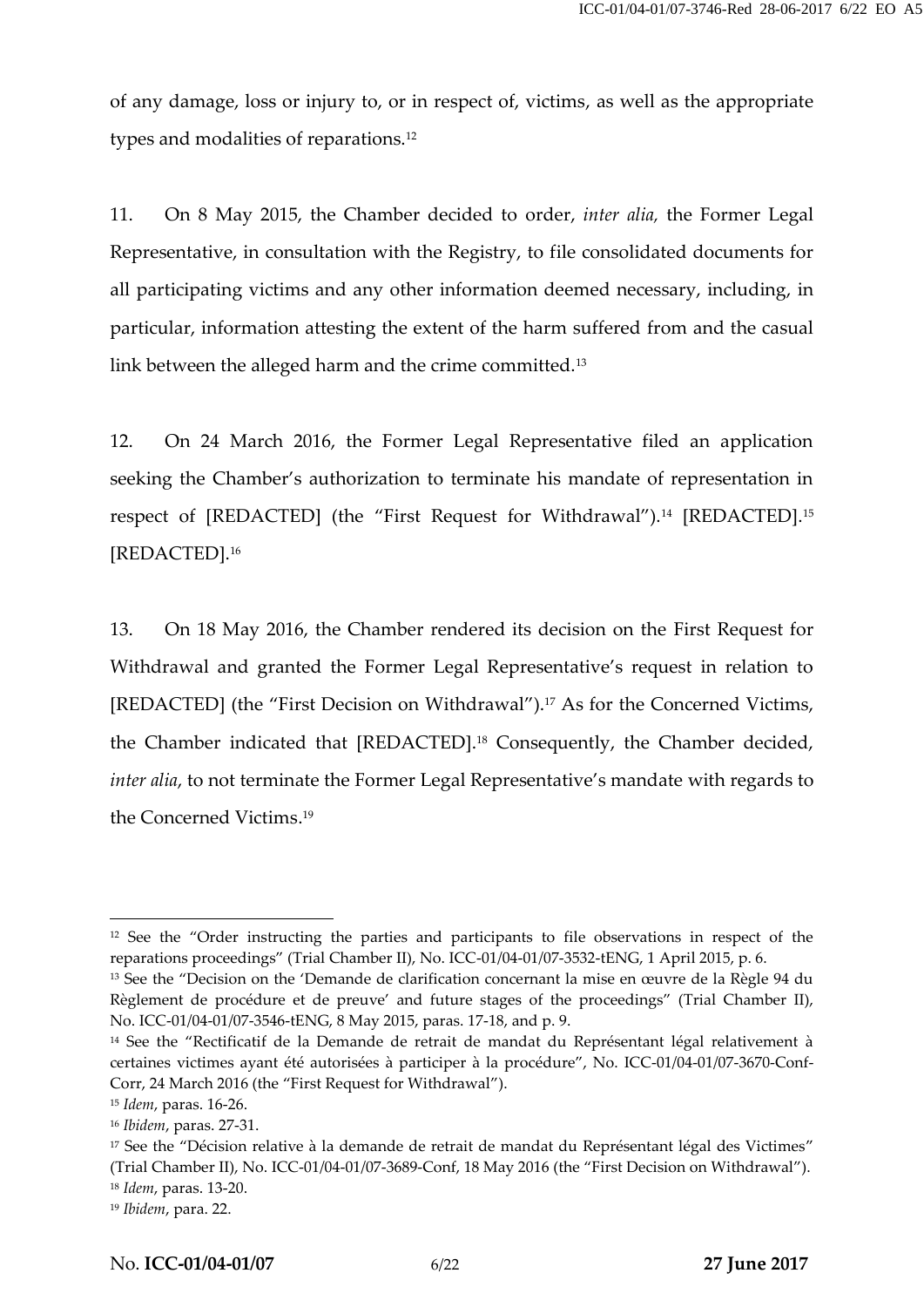of any damage, loss or injury to, or in respect of, victims, as well as the appropriate types and modalities of reparations.[12]

11. On 8 May 2015, the Chamber decided to order, *inter alia,* the Former Legal Representative, in consultation with the Registry, to file consolidated documents for all participating victims and any other information deemed necessary, including, in particular, information attesting the extent of the harm suffered from and the casual link between the alleged harm and the crime committed.[13]

12. On 24 March 2016, the Former Legal Representative filed an application seeking the Chamber's authorization to terminate his mandate of representation in respect of [REDACTED] (the "First Request for Withdrawal").[14] [REDACTED].[15] [REDACTED].[16]

13. On 18 May 2016, the Chamber rendered its decision on the First Request for Withdrawal and granted the Former Legal Representative's request in relation to [REDACTED] (the "First Decision on Withdrawal").[17] As for the Concerned Victims, the Chamber indicated that [REDACTED].[18] Consequently, the Chamber decided, *inter alia*, to not terminate the Former Legal Representative's mandate with regards to the Concerned Victims.[19]

---

[12] See the "Order instructing the parties and participants to file observations in respect of the reparations proceedings" (Trial Chamber II), No. ICC-01/04-01/07-3532-tENG, 1 April 2015, p. 6.

[13] See the "Decision on the 'Demande de clarification concernant la mise en œuvre de la Règle 94 du Règlement de procédure et de preuve' and future stages of the proceedings" (Trial Chamber II), No. ICC-01/04-01/07-3546-tENG, 8 May 2015, paras. 17-18, and p. 9.

[14] See the "Rectificatif de la Demande de retrait de mandat du Représentant légal relativement à certaines victimes ayant été autorisées à participer à la procédure", No. ICC-01/04-01/07-3670-Conf-Corr, 24 March 2016 (the "First Request for Withdrawal").

[15] *Idem*, paras. 16-26.

[16] *Ibidem*, paras. 27-31.

[17] See the "Décision relative à la demande de retrait de mandat du Représentant légal des Victimes" (Trial Chamber II), No. ICC-01/04-01/07-3689-Conf, 18 May 2016 (the "First Decision on Withdrawal").

[18] *Idem*, paras. 13-20.

[19] *Ibidem*, para. 22.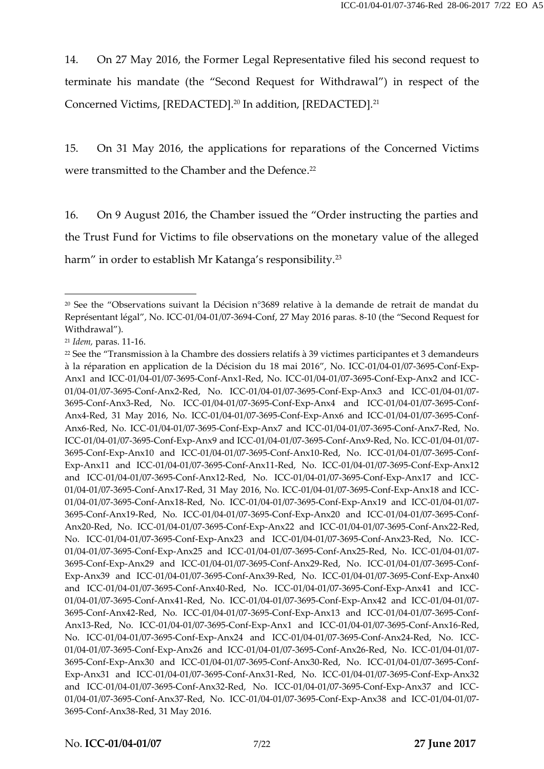14. On 27 May 2016, the Former Legal Representative filed his second request to terminate his mandate (the "Second Request for Withdrawal") in respect of the Concerned Victims, [REDACTED].[20] In addition, [REDACTED].[21]

15. On 31 May 2016, the applications for reparations of the Concerned Victims were transmitted to the Chamber and the Defence.[22]

16. On 9 August 2016, the Chamber issued the "Order instructing the parties and the Trust Fund for Victims to file observations on the monetary value of the alleged harm" in order to establish Mr Katanga's responsibility.[23]

---

[20] See the "Observations suivant la Décision n°3689 relative à la demande de retrait de mandat du Représentant légal", No. ICC-01/04-01/07-3694-Conf, 27 May 2016 paras. 8-10 (the "Second Request for Withdrawal").

[21] *Idem*, paras. 11-16.

[22] See the "Transmission à la Chambre des dossiers relatifs à 39 victimes participantes et 3 demandeurs à la réparation en application de la Décision du 18 mai 2016", No. ICC-01/04-01/07-3695-Conf-Exp-Anx1 and ICC-01/04-01/07-3695-Conf-Anx1-Red, No. ICC-01/04-01/07-3695-Conf-Exp-Anx2 and ICC-01/04-01/07-3695-Conf-Anx2-Red, No. ICC-01/04-01/07-3695-Conf-Exp-Anx3 and ICC-01/04-01/07-3695-Conf-Anx3-Red, No. ICC-01/04-01/07-3695-Conf-Exp-Anx4 and ICC-01/04-01/07-3695-Conf-Anx4-Red, 31 May 2016, No. ICC-01/04-01/07-3695-Conf-Exp-Anx6 and ICC-01/04-01/07-3695-Conf-Anx6-Red, No. ICC-01/04-01/07-3695-Conf-Exp-Anx7 and ICC-01/04-01/07-3695-Conf-Anx7-Red, No. ICC-01/04-01/07-3695-Conf-Exp-Anx9 and ICC-01/04-01/07-3695-Conf-Anx9-Red, No. ICC-01/04-01/07-3695-Conf-Exp-Anx10 and ICC-01/04-01/07-3695-Conf-Anx10-Red, No. ICC-01/04-01/07-3695-Conf-Exp-Anx11 and ICC-01/04-01/07-3695-Conf-Anx11-Red, No. ICC-01/04-01/07-3695-Conf-Exp-Anx12 and ICC-01/04-01/07-3695-Conf-Anx12-Red, No. ICC-01/04-01/07-3695-Conf-Exp-Anx17 and ICC-01/04-01/07-3695-Conf-Anx17-Red, 31 May 2016, No. ICC-01/04-01/07-3695-Conf-Exp-Anx18 and ICC-01/04-01/07-3695-Conf-Anx18-Red, No. ICC-01/04-01/07-3695-Conf-Exp-Anx19 and ICC-01/04-01/07-3695-Conf-Anx19-Red, No. ICC-01/04-01/07-3695-Conf-Exp-Anx20 and ICC-01/04-01/07-3695-Conf-Anx20-Red, No. ICC-01/04-01/07-3695-Conf-Exp-Anx22 and ICC-01/04-01/07-3695-Conf-Anx22-Red, No. ICC-01/04-01/07-3695-Conf-Exp-Anx23 and ICC-01/04-01/07-3695-Conf-Anx23-Red, No. ICC-01/04-01/07-3695-Conf-Exp-Anx25 and ICC-01/04-01/07-3695-Conf-Anx25-Red, No. ICC-01/04-01/07-3695-Conf-Exp-Anx29 and ICC-01/04-01/07-3695-Conf-Anx29-Red, No. ICC-01/04-01/07-3695-Conf-Exp-Anx39 and ICC-01/04-01/07-3695-Conf-Anx39-Red, No. ICC-01/04-01/07-3695-Conf-Exp-Anx40 and ICC-01/04-01/07-3695-Conf-Anx40-Red, No. ICC-01/04-01/07-3695-Conf-Exp-Anx41 and ICC-01/04-01/07-3695-Conf-Anx41-Red, No. ICC-01/04-01/07-3695-Conf-Exp-Anx42 and ICC-01/04-01/07-3695-Conf-Anx42-Red, No. ICC-01/04-01/07-3695-Conf-Exp-Anx13 and ICC-01/04-01/07-3695-Conf-Anx13-Red, No. ICC-01/04-01/07-3695-Conf-Exp-Anx1 and ICC-01/04-01/07-3695-Conf-Anx16-Red, No. ICC-01/04-01/07-3695-Conf-Exp-Anx24 and ICC-01/04-01/07-3695-Conf-Anx24-Red, No. ICC-01/04-01/07-3695-Conf-Exp-Anx26 and ICC-01/04-01/07-3695-Conf-Anx26-Red, No. ICC-01/04-01/07-3695-Conf-Exp-Anx30 and ICC-01/04-01/07-3695-Conf-Anx30-Red, No. ICC-01/04-01/07-3695-Conf-Exp-Anx31 and ICC-01/04-01/07-3695-Conf-Anx31-Red, No. ICC-01/04-01/07-3695-Conf-Exp-Anx32 and ICC-01/04-01/07-3695-Conf-Anx32-Red, No. ICC-01/04-01/07-3695-Conf-Exp-Anx37 and ICC-01/04-01/07-3695-Conf-Anx37-Red, No. ICC-01/04-01/07-3695-Conf-Exp-Anx38 and ICC-01/04-01/07-3695-Conf-Anx38-Red, 31 May 2016.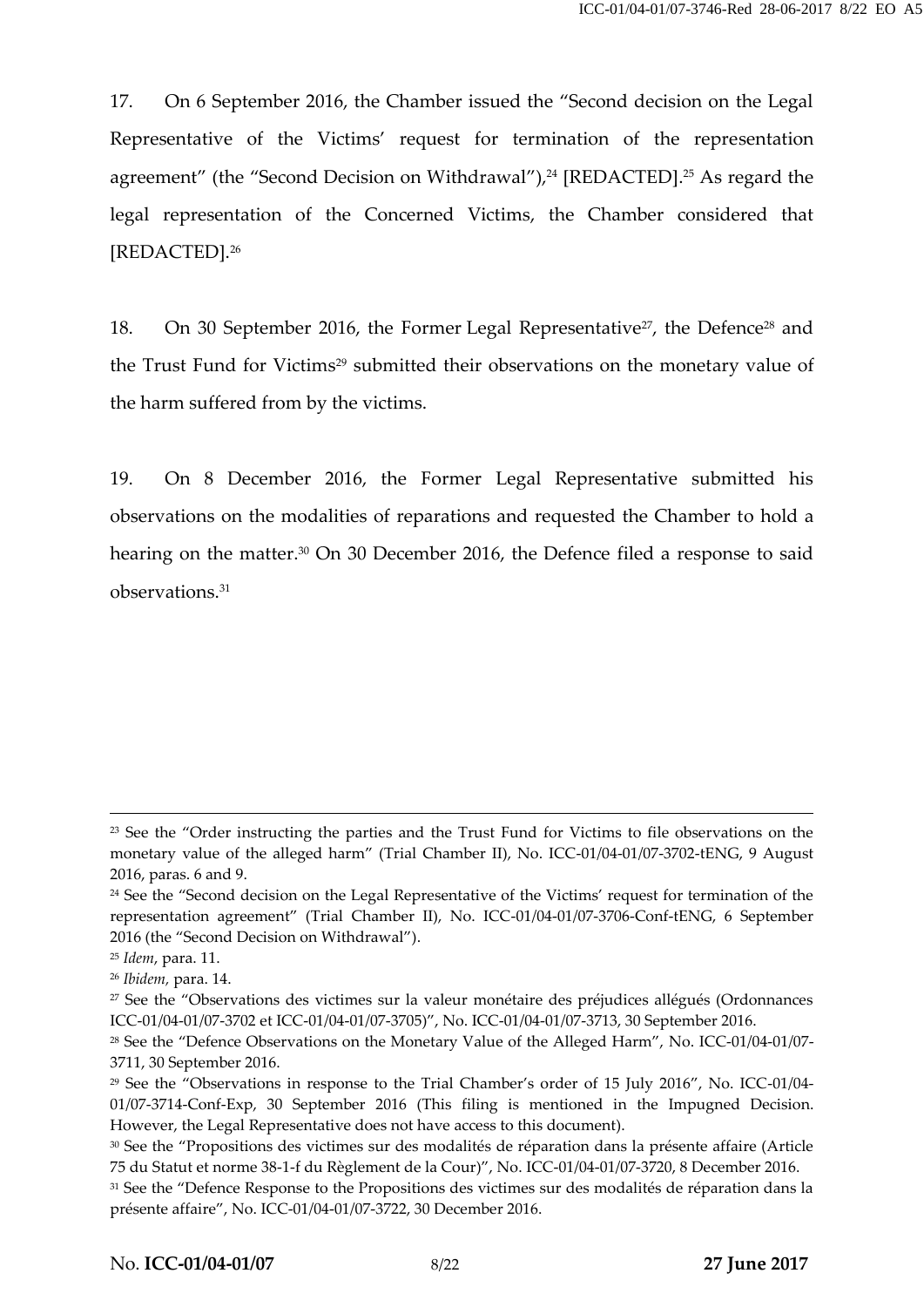17. On 6 September 2016, the Chamber issued the "Second decision on the Legal Representative of the Victims' request for termination of the representation agreement" (the "Second Decision on Withdrawal"),[24] [REDACTED].[25] As regard the legal representation of the Concerned Victims, the Chamber considered that [REDACTED].[26]

18. On 30 September 2016, the Former Legal Representative[27], the Defence[28] and the Trust Fund for Victims[29] submitted their observations on the monetary value of the harm suffered from by the victims.

19. On 8 December 2016, the Former Legal Representative submitted his observations on the modalities of reparations and requested the Chamber to hold a hearing on the matter.[30] On 30 December 2016, the Defence filed a response to said observations.[31]

---

[23] See the "Order instructing the parties and the Trust Fund for Victims to file observations on the monetary value of the alleged harm" (Trial Chamber II), No. ICC-01/04-01/07-3702-tENG, 9 August 2016, paras. 6 and 9.

[24] See the "Second decision on the Legal Representative of the Victims' request for termination of the representation agreement" (Trial Chamber II), No. ICC-01/04-01/07-3706-Conf-tENG, 6 September 2016 (the "Second Decision on Withdrawal").

[25] *Idem*, para. 11.

[26] *Ibidem*, para. 14.

[27] See the "Observations des victimes sur la valeur monétaire des préjudices allégués (Ordonnances ICC-01/04-01/07-3702 et ICC-01/04-01/07-3705)", No. ICC-01/04-01/07-3713, 30 September 2016.

[28] See the "Defence Observations on the Monetary Value of the Alleged Harm", No. ICC-01/04-01/07-3711, 30 September 2016.

[29] See the "Observations in response to the Trial Chamber's order of 15 July 2016", No. ICC-01/04-01/07-3714-Conf-Exp, 30 September 2016 (This filing is mentioned in the Impugned Decision. However, the Legal Representative does not have access to this document).

[30] See the "Propositions des victimes sur des modalités de réparation dans la présente affaire (Article 75 du Statut et norme 38-1-f du Règlement de la Cour)", No. ICC-01/04-01/07-3720, 8 December 2016.

[31] See the "Defence Response to the Propositions des victimes sur des modalités de réparation dans la présente affaire", No. ICC-01/04-01/07-3722, 30 December 2016.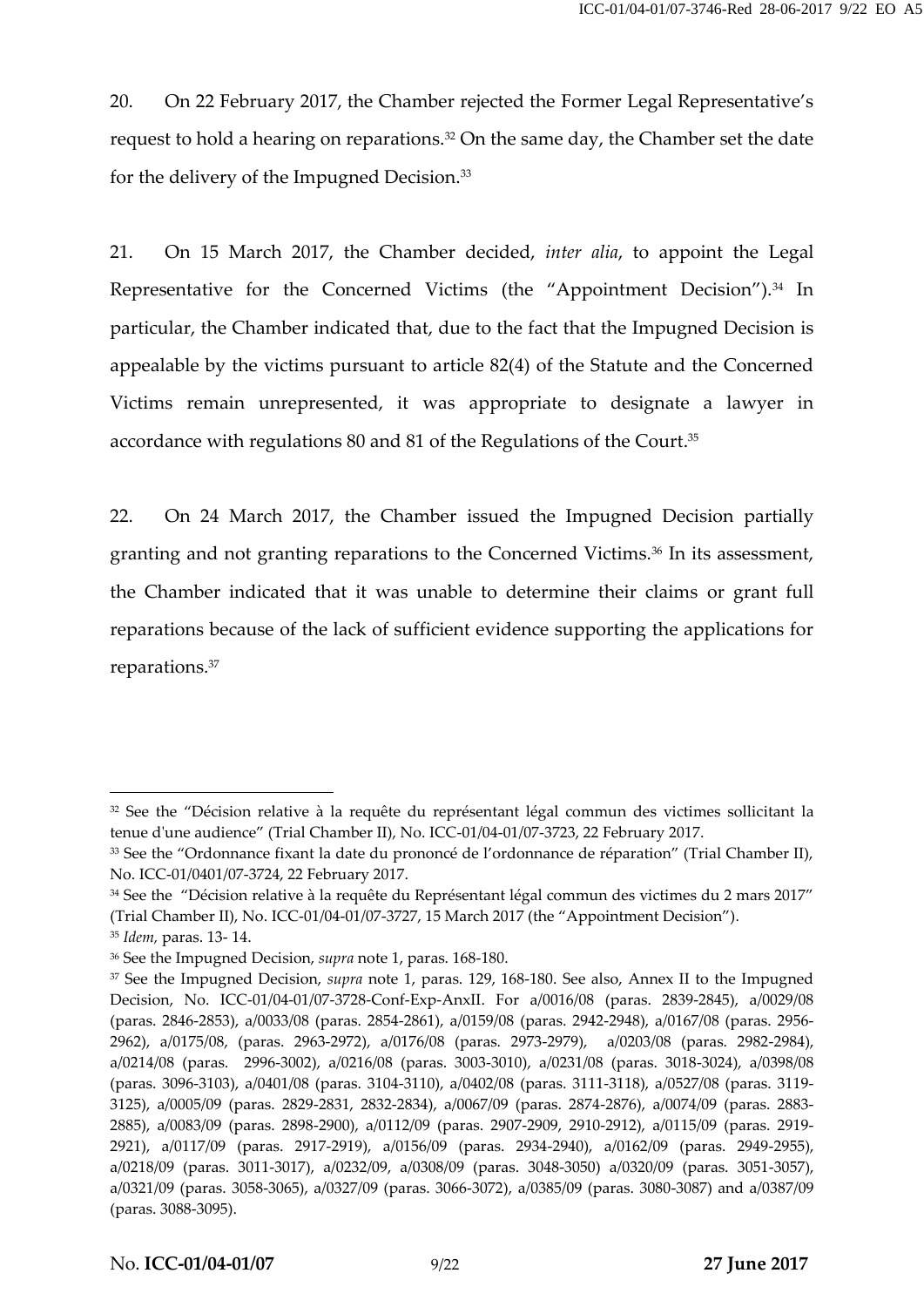20. On 22 February 2017, the Chamber rejected the Former Legal Representative's request to hold a hearing on reparations.[32] On the same day, the Chamber set the date for the delivery of the Impugned Decision.[33]

21. On 15 March 2017, the Chamber decided, *inter alia*, to appoint the Legal Representative for the Concerned Victims (the "Appointment Decision").[34] In particular, the Chamber indicated that, due to the fact that the Impugned Decision is appealable by the victims pursuant to article 82(4) of the Statute and the Concerned Victims remain unrepresented, it was appropriate to designate a lawyer in accordance with regulations 80 and 81 of the Regulations of the Court.[35]

22. On 24 March 2017, the Chamber issued the Impugned Decision partially granting and not granting reparations to the Concerned Victims.[36] In its assessment, the Chamber indicated that it was unable to determine their claims or grant full reparations because of the lack of sufficient evidence supporting the applications for reparations.[37]

---

[32] See the "Décision relative à la requête du représentant légal commun des victimes sollicitant la tenue d'une audience" (Trial Chamber II), No. ICC-01/04-01/07-3723, 22 February 2017.

[33] See the "Ordonnance fixant la date du prononcé de l'ordonnance de réparation" (Trial Chamber II), No. ICC-01/0401/07-3724, 22 February 2017.

[34] See the "Décision relative à la requête du Représentant légal commun des victimes du 2 mars 2017" (Trial Chamber II), No. ICC-01/04-01/07-3727, 15 March 2017 (the "Appointment Decision").

[35] *Idem,* paras. 13- 14.

[36] See the Impugned Decision, *supra* note 1, paras. 168-180.

[37] See the Impugned Decision, *supra* note 1, paras. 129, 168-180. See also, Annex II to the Impugned Decision, No. ICC-01/04-01/07-3728-Conf-Exp-AnxII. For a/0016/08 (paras. 2839-2845), a/0029/08 (paras. 2846-2853), a/0033/08 (paras. 2854-2861), a/0159/08 (paras. 2942-2948), a/0167/08 (paras. 2956-2962), a/0175/08, (paras. 2963-2972), a/0176/08 (paras. 2973-2979), a/0203/08 (paras. 2982-2984), a/0214/08 (paras. 2996-3002), a/0216/08 (paras. 3003-3010), a/0231/08 (paras. 3018-3024), a/0398/08 (paras. 3096-3103), a/0401/08 (paras. 3104-3110), a/0402/08 (paras. 3111-3118), a/0527/08 (paras. 3119-3125), a/0005/09 (paras. 2829-2831, 2832-2834), a/0067/09 (paras. 2874-2876), a/0074/09 (paras. 2883-2885), a/0083/09 (paras. 2898-2900), a/0112/09 (paras. 2907-2909, 2910-2912), a/0115/09 (paras. 2919-2921), a/0117/09 (paras. 2917-2919), a/0156/09 (paras. 2934-2940), a/0162/09 (paras. 2949-2955), a/0218/09 (paras. 3011-3017), a/0232/09, a/0308/09 (paras. 3048-3050) a/0320/09 (paras. 3051-3057), a/0321/09 (paras. 3058-3065), a/0327/09 (paras. 3066-3072), a/0385/09 (paras. 3080-3087) and a/0387/09 (paras. 3088-3095).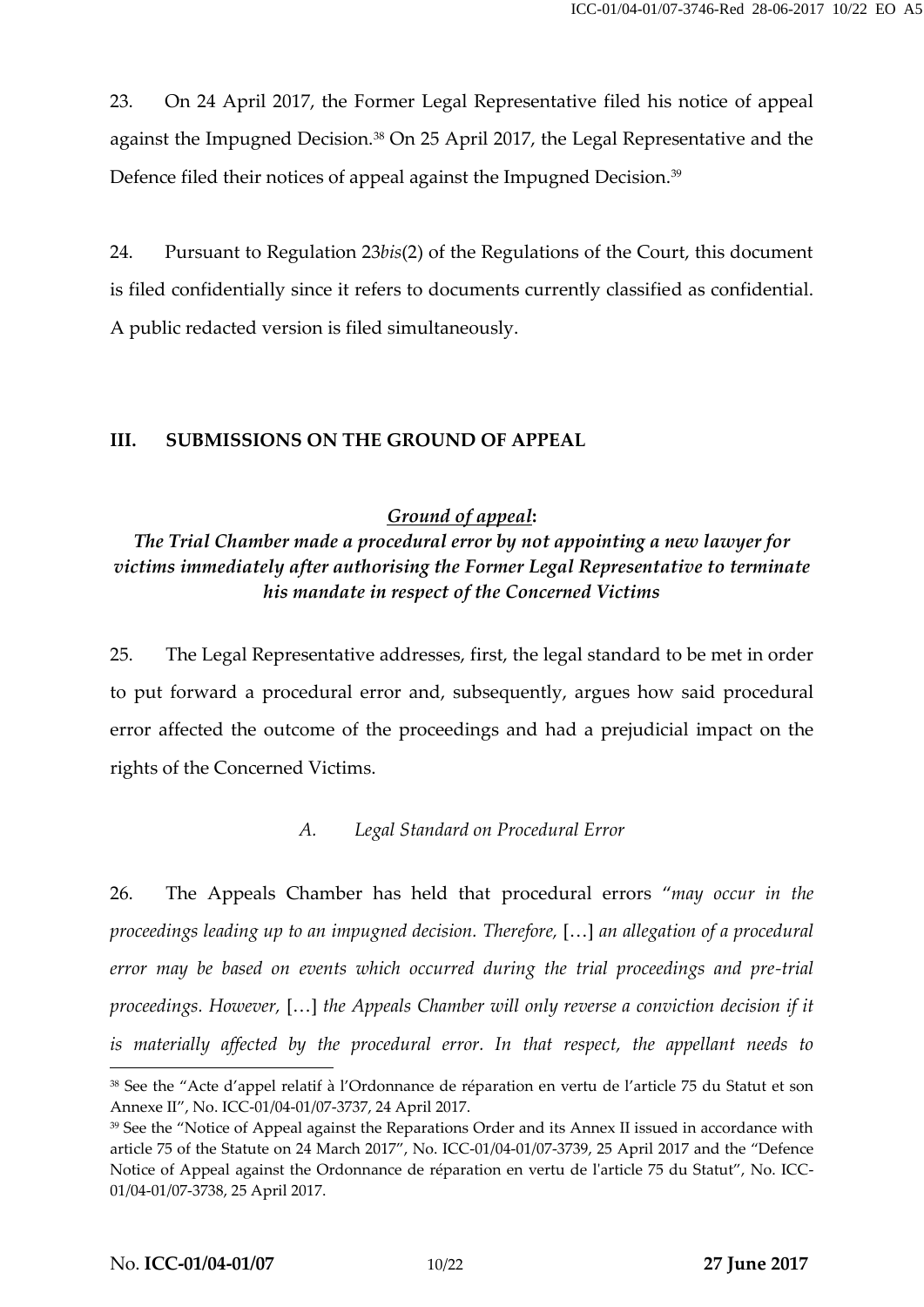23. On 24 April 2017, the Former Legal Representative filed his notice of appeal against the Impugned Decision.[38] On 25 April 2017, the Legal Representative and the Defence filed their notices of appeal against the Impugned Decision.[39]

24. Pursuant to Regulation 23*bis*(2) of the Regulations of the Court, this document is filed confidentially since it refers to documents currently classified as confidential. A public redacted version is filed simultaneously.

## III. SUBMISSIONS ON THE GROUND OF APPEAL

***<u>Ground of appeal</u>*:**

***The Trial Chamber made a procedural error by not appointing a new lawyer for victims immediately after authorising the Former Legal Representative to terminate his mandate in respect of the Concerned Victims***

25. The Legal Representative addresses, first, the legal standard to be met in order to put forward a procedural error and, subsequently, argues how said procedural error affected the outcome of the proceedings and had a prejudicial impact on the rights of the Concerned Victims.

### *A. Legal Standard on Procedural Error*

26. The Appeals Chamber has held that procedural errors "*may occur in the proceedings leading up to an impugned decision. Therefore,* […] *an allegation of a procedural error may be based on events which occurred during the trial proceedings and pre-trial proceedings. However,* […] *the Appeals Chamber will only reverse a conviction decision if it is materially affected by the procedural error. In that respect, the appellant needs to*

---

[38] See the "Acte d'appel relatif à l'Ordonnance de réparation en vertu de l'article 75 du Statut et son Annexe II", No. ICC-01/04-01/07-3737, 24 April 2017.

[39] See the "Notice of Appeal against the Reparations Order and its Annex II issued in accordance with article 75 of the Statute on 24 March 2017", No. ICC-01/04-01/07-3739, 25 April 2017 and the "Defence Notice of Appeal against the Ordonnance de réparation en vertu de l'article 75 du Statut", No. ICC-01/04-01/07-3738, 25 April 2017.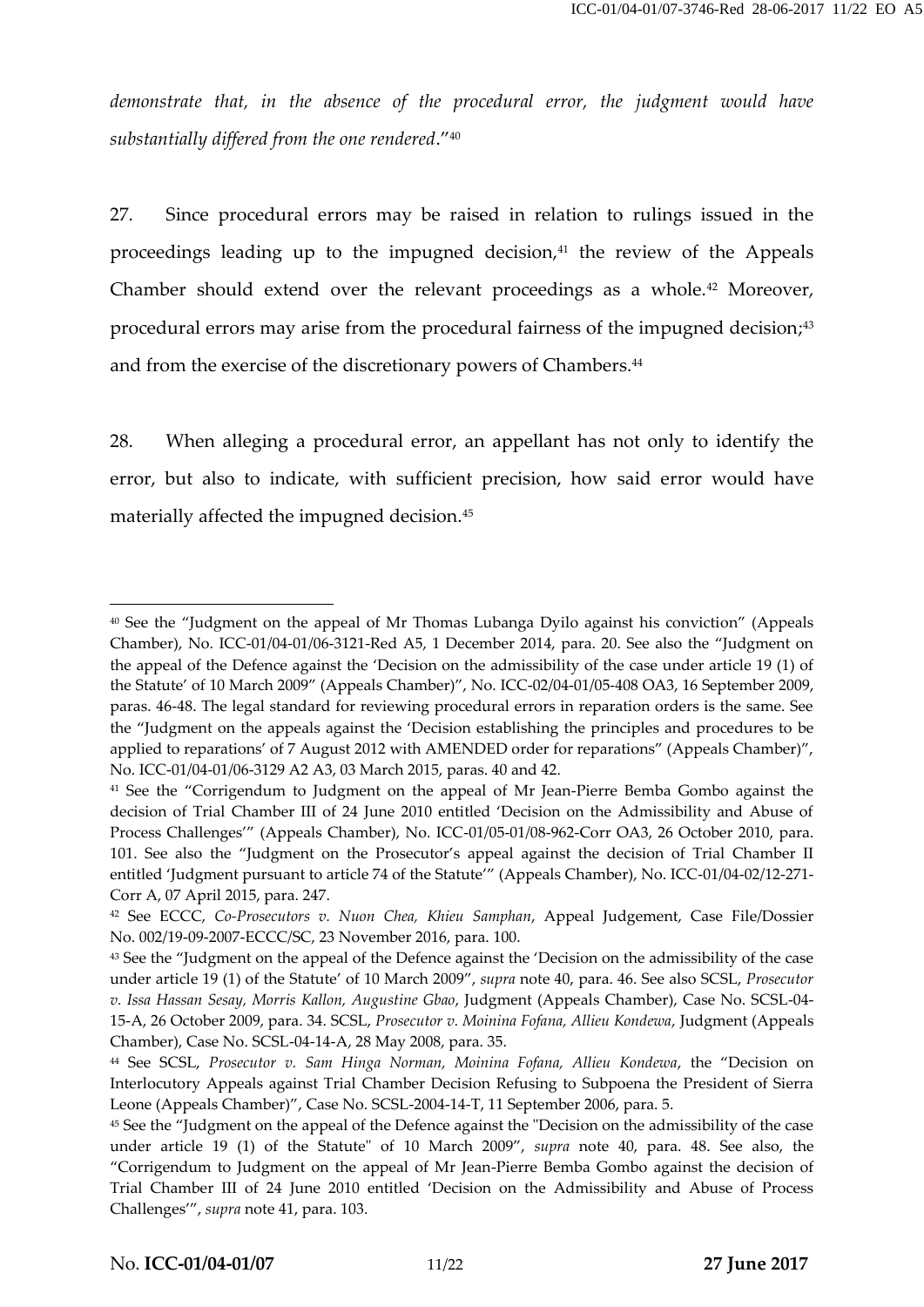*demonstrate that, in the absence of the procedural error, the judgment would have substantially differed from the one rendered*."[40]

27. Since procedural errors may be raised in relation to rulings issued in the proceedings leading up to the impugned decision,[41] the review of the Appeals Chamber should extend over the relevant proceedings as a whole.[42] Moreover, procedural errors may arise from the procedural fairness of the impugned decision;[43] and from the exercise of the discretionary powers of Chambers.[44]

28. When alleging a procedural error, an appellant has not only to identify the error, but also to indicate, with sufficient precision, how said error would have materially affected the impugned decision.[45]

---

[40] See the "Judgment on the appeal of Mr Thomas Lubanga Dyilo against his conviction" (Appeals Chamber), No. ICC-01/04-01/06-3121-Red A5, 1 December 2014, para. 20. See also the "Judgment on the appeal of the Defence against the 'Decision on the admissibility of the case under article 19 (1) of the Statute' of 10 March 2009" (Appeals Chamber)", No. ICC-02/04-01/05-408 OA3, 16 September 2009, paras. 46-48. The legal standard for reviewing procedural errors in reparation orders is the same. See the "Judgment on the appeals against the 'Decision establishing the principles and procedures to be applied to reparations' of 7 August 2012 with AMENDED order for reparations" (Appeals Chamber)", No. ICC-01/04-01/06-3129 A2 A3, 03 March 2015, paras. 40 and 42.

[41] See the "Corrigendum to Judgment on the appeal of Mr Jean-Pierre Bemba Gombo against the decision of Trial Chamber III of 24 June 2010 entitled 'Decision on the Admissibility and Abuse of Process Challenges'" (Appeals Chamber), No. ICC-01/05-01/08-962-Corr OA3, 26 October 2010, para. 101. See also the "Judgment on the Prosecutor's appeal against the decision of Trial Chamber II entitled 'Judgment pursuant to article 74 of the Statute'" (Appeals Chamber), No. ICC-01/04-02/12-271-Corr A, 07 April 2015, para. 247.

[42] See ECCC, *Co-Prosecutors v. Nuon Chea, Khieu Samphan*, Appeal Judgement, Case File/Dossier No. 002/19-09-2007-ECCC/SC, 23 November 2016, para. 100.

[43] See the "Judgment on the appeal of the Defence against the 'Decision on the admissibility of the case under article 19 (1) of the Statute' of 10 March 2009", *supra* note 40, para. 46. See also SCSL, *Prosecutor v. Issa Hassan Sesay, Morris Kallon, Augustine Gbao*, Judgment (Appeals Chamber), Case No. SCSL-04-15-A, 26 October 2009, para. 34. SCSL, *Prosecutor v. Moinina Fofana, Allieu Kondewa*, Judgment (Appeals Chamber), Case No. SCSL-04-14-A, 28 May 2008, para. 35.

[44] See SCSL, *Prosecutor v. Sam Hinga Norman, Moinina Fofana, Allieu Kondewa*, the "Decision on Interlocutory Appeals against Trial Chamber Decision Refusing to Subpoena the President of Sierra Leone (Appeals Chamber)", Case No. SCSL-2004-14-T, 11 September 2006, para. 5.

[45] See the "Judgment on the appeal of the Defence against the "Decision on the admissibility of the case under article 19 (1) of the Statute" of 10 March 2009", *supra* note 40, para. 48. See also, the "Corrigendum to Judgment on the appeal of Mr Jean-Pierre Bemba Gombo against the decision of Trial Chamber III of 24 June 2010 entitled 'Decision on the Admissibility and Abuse of Process Challenges'", *supra* note 41, para. 103.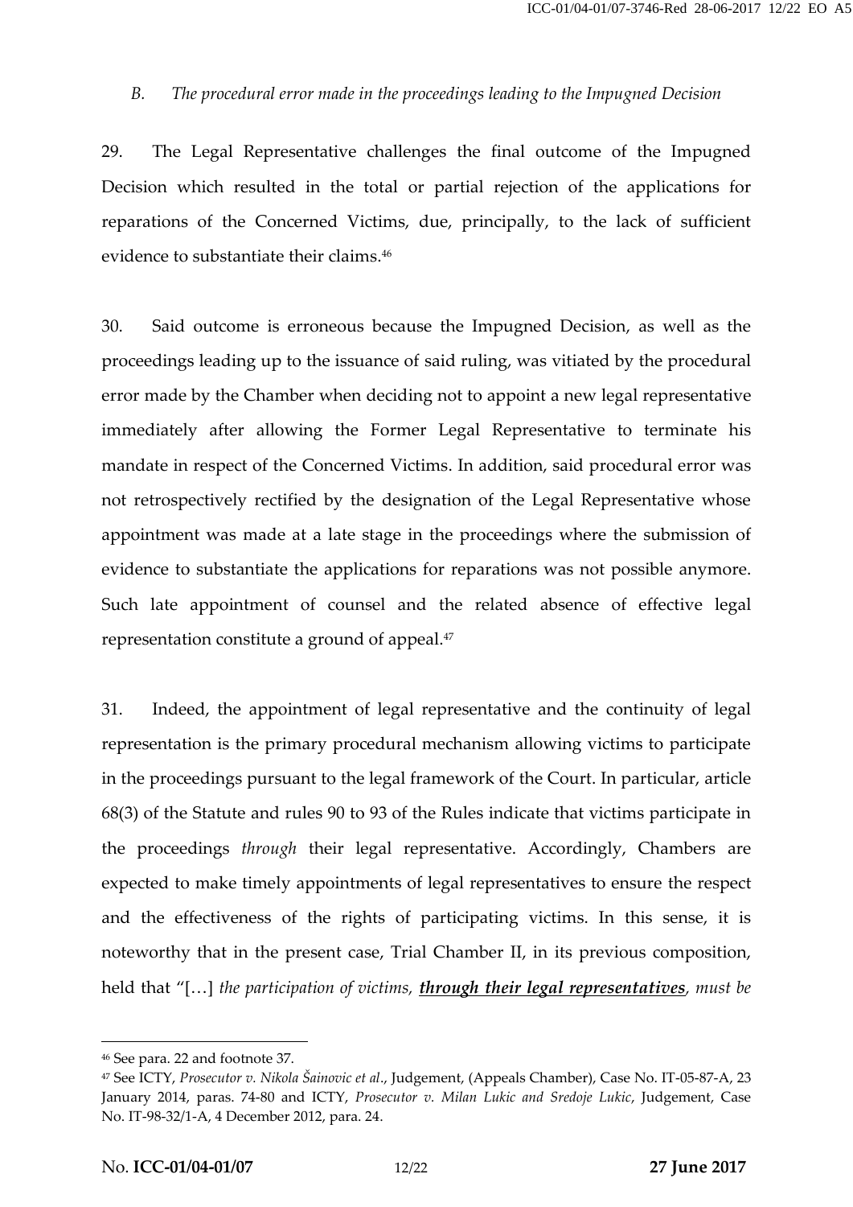### *B. The procedural error made in the proceedings leading to the Impugned Decision*

29. The Legal Representative challenges the final outcome of the Impugned Decision which resulted in the total or partial rejection of the applications for reparations of the Concerned Victims, due, principally, to the lack of sufficient evidence to substantiate their claims.[46]

30. Said outcome is erroneous because the Impugned Decision, as well as the proceedings leading up to the issuance of said ruling, was vitiated by the procedural error made by the Chamber when deciding not to appoint a new legal representative immediately after allowing the Former Legal Representative to terminate his mandate in respect of the Concerned Victims. In addition, said procedural error was not retrospectively rectified by the designation of the Legal Representative whose appointment was made at a late stage in the proceedings where the submission of evidence to substantiate the applications for reparations was not possible anymore. Such late appointment of counsel and the related absence of effective legal representation constitute a ground of appeal.[47]

31. Indeed, the appointment of legal representative and the continuity of legal representation is the primary procedural mechanism allowing victims to participate in the proceedings pursuant to the legal framework of the Court. In particular, article 68(3) of the Statute and rules 90 to 93 of the Rules indicate that victims participate in the proceedings *through* their legal representative. Accordingly, Chambers are expected to make timely appointments of legal representatives to ensure the respect and the effectiveness of the rights of participating victims. In this sense, it is noteworthy that in the present case, Trial Chamber II, in its previous composition, held that "[…] *the participation of victims, **through their legal representatives**, must be*

---

[46] See para. 22 and footnote 37.

[47] See ICTY, *Prosecutor v. Nikola Šainovic et al*., Judgement, (Appeals Chamber), Case No. IT-05-87-A, 23 January 2014, paras. 74-80 and ICTY, *Prosecutor v. Milan Lukic and Sredoje Lukic*, Judgement, Case No. IT-98-32/1-A, 4 December 2012, para. 24.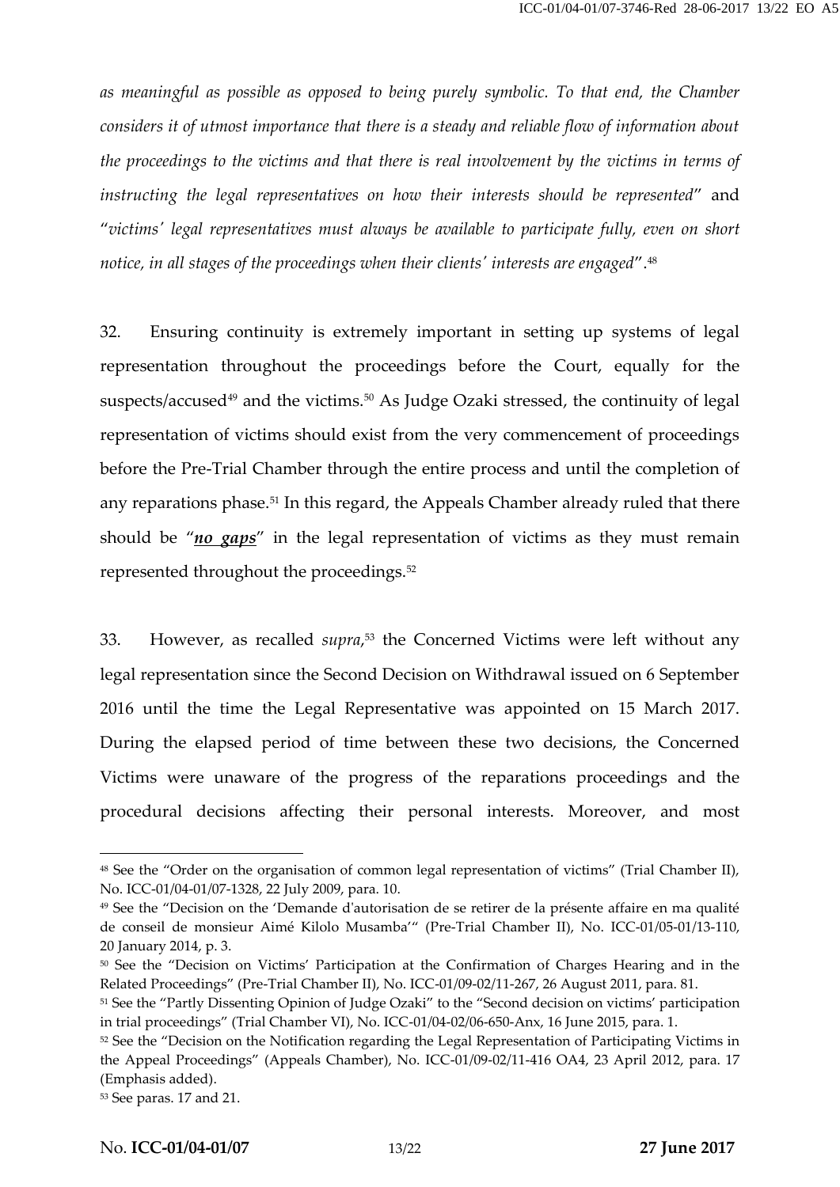*as meaningful as possible as opposed to being purely symbolic. To that end, the Chamber considers it of utmost importance that there is a steady and reliable flow of information about the proceedings to the victims and that there is real involvement by the victims in terms of instructing the legal representatives on how their interests should be represented*" and "*victims' legal representatives must always be available to participate fully, even on short notice, in all stages of the proceedings when their clients' interests are engaged*".[48]

32. Ensuring continuity is extremely important in setting up systems of legal representation throughout the proceedings before the Court, equally for the suspects/accused[49] and the victims.[50] As Judge Ozaki stressed, the continuity of legal representation of victims should exist from the very commencement of proceedings before the Pre-Trial Chamber through the entire process and until the completion of any reparations phase.[51] In this regard, the Appeals Chamber already ruled that there should be "***no gaps***" in the legal representation of victims as they must remain represented throughout the proceedings.[52]

33. However, as recalled *supra*,[53] the Concerned Victims were left without any legal representation since the Second Decision on Withdrawal issued on 6 September 2016 until the time the Legal Representative was appointed on 15 March 2017. During the elapsed period of time between these two decisions, the Concerned Victims were unaware of the progress of the reparations proceedings and the procedural decisions affecting their personal interests. Moreover, and most

---

[48] See the "Order on the organisation of common legal representation of victims" (Trial Chamber II), No. ICC-01/04-01/07-1328, 22 July 2009, para. 10.

[49] See the "Decision on the 'Demande d'autorisation de se retirer de la présente affaire en ma qualité de conseil de monsieur Aimé Kilolo Musamba'" (Pre-Trial Chamber II), No. ICC-01/05-01/13-110, 20 January 2014, p. 3.

[50] See the "Decision on Victims' Participation at the Confirmation of Charges Hearing and in the Related Proceedings" (Pre-Trial Chamber II), No. ICC-01/09-02/11-267, 26 August 2011, para. 81.

[51] See the "Partly Dissenting Opinion of Judge Ozaki" to the "Second decision on victims' participation in trial proceedings" (Trial Chamber VI), No. ICC-01/04-02/06-650-Anx, 16 June 2015, para. 1.

[52] See the "Decision on the Notification regarding the Legal Representation of Participating Victims in the Appeal Proceedings" (Appeals Chamber), No. ICC-01/09-02/11-416 OA4, 23 April 2012, para. 17 (Emphasis added).

[53] See paras. 17 and 21.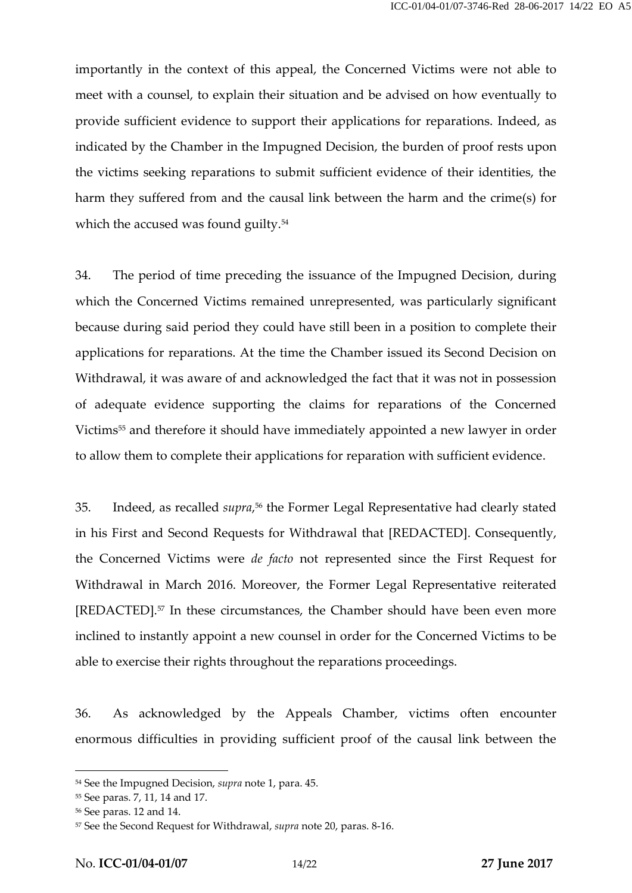importantly in the context of this appeal, the Concerned Victims were not able to meet with a counsel, to explain their situation and be advised on how eventually to provide sufficient evidence to support their applications for reparations. Indeed, as indicated by the Chamber in the Impugned Decision, the burden of proof rests upon the victims seeking reparations to submit sufficient evidence of their identities, the harm they suffered from and the causal link between the harm and the crime(s) for which the accused was found guilty.[54]

34. The period of time preceding the issuance of the Impugned Decision, during which the Concerned Victims remained unrepresented, was particularly significant because during said period they could have still been in a position to complete their applications for reparations. At the time the Chamber issued its Second Decision on Withdrawal, it was aware of and acknowledged the fact that it was not in possession of adequate evidence supporting the claims for reparations of the Concerned Victims[55] and therefore it should have immediately appointed a new lawyer in order to allow them to complete their applications for reparation with sufficient evidence.

35. Indeed, as recalled *supra*,[56] the Former Legal Representative had clearly stated in his First and Second Requests for Withdrawal that [REDACTED]. Consequently, the Concerned Victims were *de facto* not represented since the First Request for Withdrawal in March 2016. Moreover, the Former Legal Representative reiterated [REDACTED].[57] In these circumstances, the Chamber should have been even more inclined to instantly appoint a new counsel in order for the Concerned Victims to be able to exercise their rights throughout the reparations proceedings.

36. As acknowledged by the Appeals Chamber, victims often encounter enormous difficulties in providing sufficient proof of the causal link between the

---

[54] See the Impugned Decision, *supra* note 1, para. 45.

[55] See paras. 7, 11, 14 and 17.

[56] See paras. 12 and 14.

[57] See the Second Request for Withdrawal, *supra* note 20, paras. 8-16.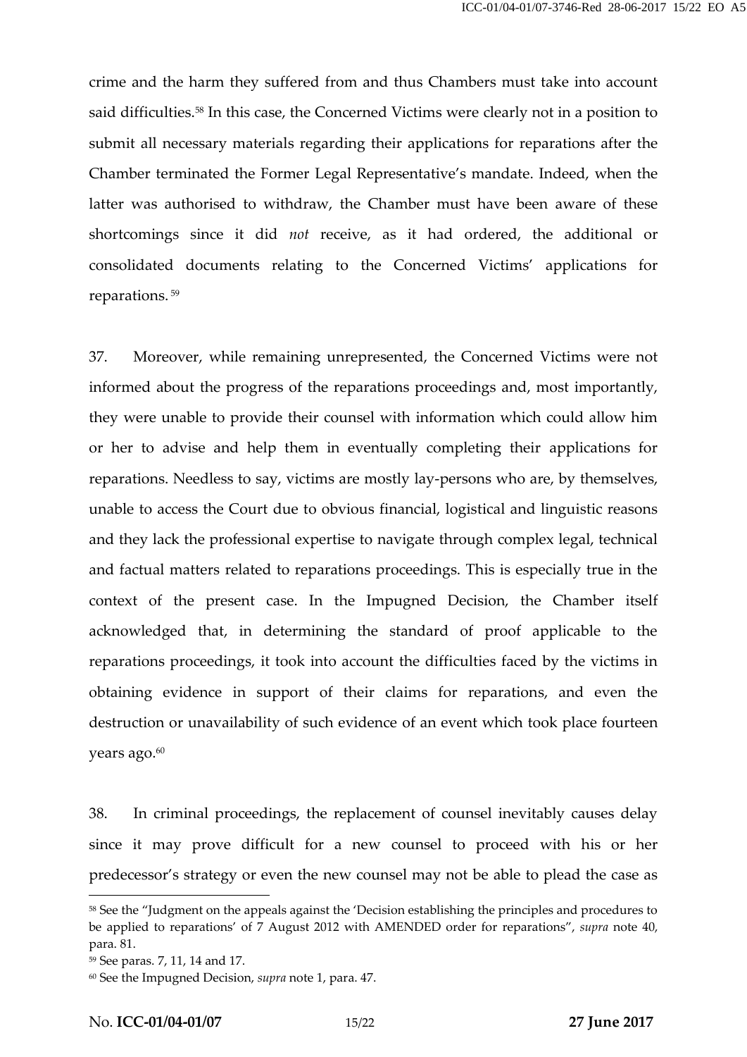crime and the harm they suffered from and thus Chambers must take into account said difficulties.[58] In this case, the Concerned Victims were clearly not in a position to submit all necessary materials regarding their applications for reparations after the Chamber terminated the Former Legal Representative's mandate. Indeed, when the latter was authorised to withdraw, the Chamber must have been aware of these shortcomings since it did *not* receive, as it had ordered, the additional or consolidated documents relating to the Concerned Victims' applications for reparations.[59]

37. Moreover, while remaining unrepresented, the Concerned Victims were not informed about the progress of the reparations proceedings and, most importantly, they were unable to provide their counsel with information which could allow him or her to advise and help them in eventually completing their applications for reparations. Needless to say, victims are mostly lay-persons who are, by themselves, unable to access the Court due to obvious financial, logistical and linguistic reasons and they lack the professional expertise to navigate through complex legal, technical and factual matters related to reparations proceedings. This is especially true in the context of the present case. In the Impugned Decision, the Chamber itself acknowledged that, in determining the standard of proof applicable to the reparations proceedings, it took into account the difficulties faced by the victims in obtaining evidence in support of their claims for reparations, and even the destruction or unavailability of such evidence of an event which took place fourteen years ago.[60]

38. In criminal proceedings, the replacement of counsel inevitably causes delay since it may prove difficult for a new counsel to proceed with his or her predecessor's strategy or even the new counsel may not be able to plead the case as

---

[58] See the "Judgment on the appeals against the 'Decision establishing the principles and procedures to be applied to reparations' of 7 August 2012 with AMENDED order for reparations", *supra* note 40, para. 81.

[59] See paras. 7, 11, 14 and 17.

[60] See the Impugned Decision, *supra* note 1, para. 47.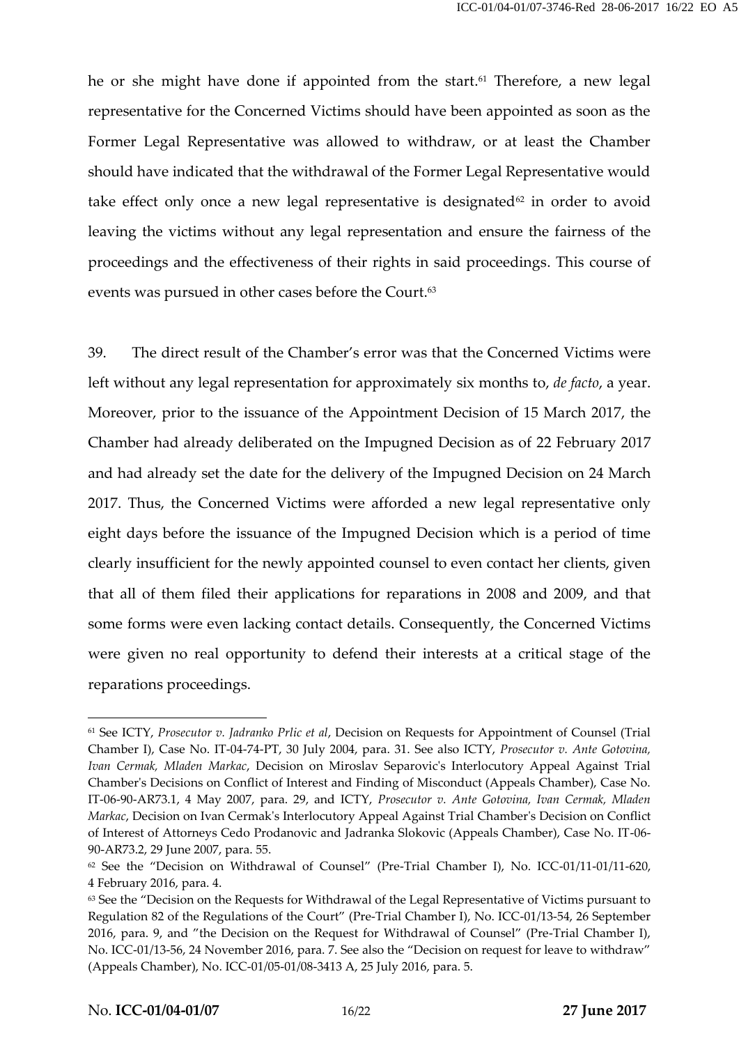he or she might have done if appointed from the start.[61] Therefore, a new legal representative for the Concerned Victims should have been appointed as soon as the Former Legal Representative was allowed to withdraw, or at least the Chamber should have indicated that the withdrawal of the Former Legal Representative would take effect only once a new legal representative is designated[62] in order to avoid leaving the victims without any legal representation and ensure the fairness of the proceedings and the effectiveness of their rights in said proceedings. This course of events was pursued in other cases before the Court.[63]

39. The direct result of the Chamber's error was that the Concerned Victims were left without any legal representation for approximately six months to, *de facto*, a year. Moreover, prior to the issuance of the Appointment Decision of 15 March 2017, the Chamber had already deliberated on the Impugned Decision as of 22 February 2017 and had already set the date for the delivery of the Impugned Decision on 24 March 2017. Thus, the Concerned Victims were afforded a new legal representative only eight days before the issuance of the Impugned Decision which is a period of time clearly insufficient for the newly appointed counsel to even contact her clients, given that all of them filed their applications for reparations in 2008 and 2009, and that some forms were even lacking contact details. Consequently, the Concerned Victims were given no real opportunity to defend their interests at a critical stage of the reparations proceedings.

---

[61] See ICTY, *Prosecutor v. Jadranko Prlic et al*, Decision on Requests for Appointment of Counsel (Trial Chamber I), Case No. IT-04-74-PT, 30 July 2004, para. 31. See also ICTY, *Prosecutor v. Ante Gotovina, Ivan Cermak, Mladen Markac*, Decision on Miroslav Separovic's Interlocutory Appeal Against Trial Chamber's Decisions on Conflict of Interest and Finding of Misconduct (Appeals Chamber), Case No. IT-06-90-AR73.1, 4 May 2007, para. 29, and ICTY, *Prosecutor v. Ante Gotovina, Ivan Cermak, Mladen Markac*, Decision on Ivan Cermak's Interlocutory Appeal Against Trial Chamber's Decision on Conflict of Interest of Attorneys Cedo Prodanovic and Jadranka Slokovic (Appeals Chamber), Case No. IT-06-90-AR73.2, 29 June 2007, para. 55.

[62] See the "Decision on Withdrawal of Counsel" (Pre-Trial Chamber I), No. ICC-01/11-01/11-620, 4 February 2016, para. 4.

[63] See the "Decision on the Requests for Withdrawal of the Legal Representative of Victims pursuant to Regulation 82 of the Regulations of the Court" (Pre-Trial Chamber I), No. ICC-01/13-54, 26 September 2016, para. 9, and "the Decision on the Request for Withdrawal of Counsel" (Pre-Trial Chamber I), No. ICC-01/13-56, 24 November 2016, para. 7. See also the "Decision on request for leave to withdraw" (Appeals Chamber), No. ICC-01/05-01/08-3413 A, 25 July 2016, para. 5.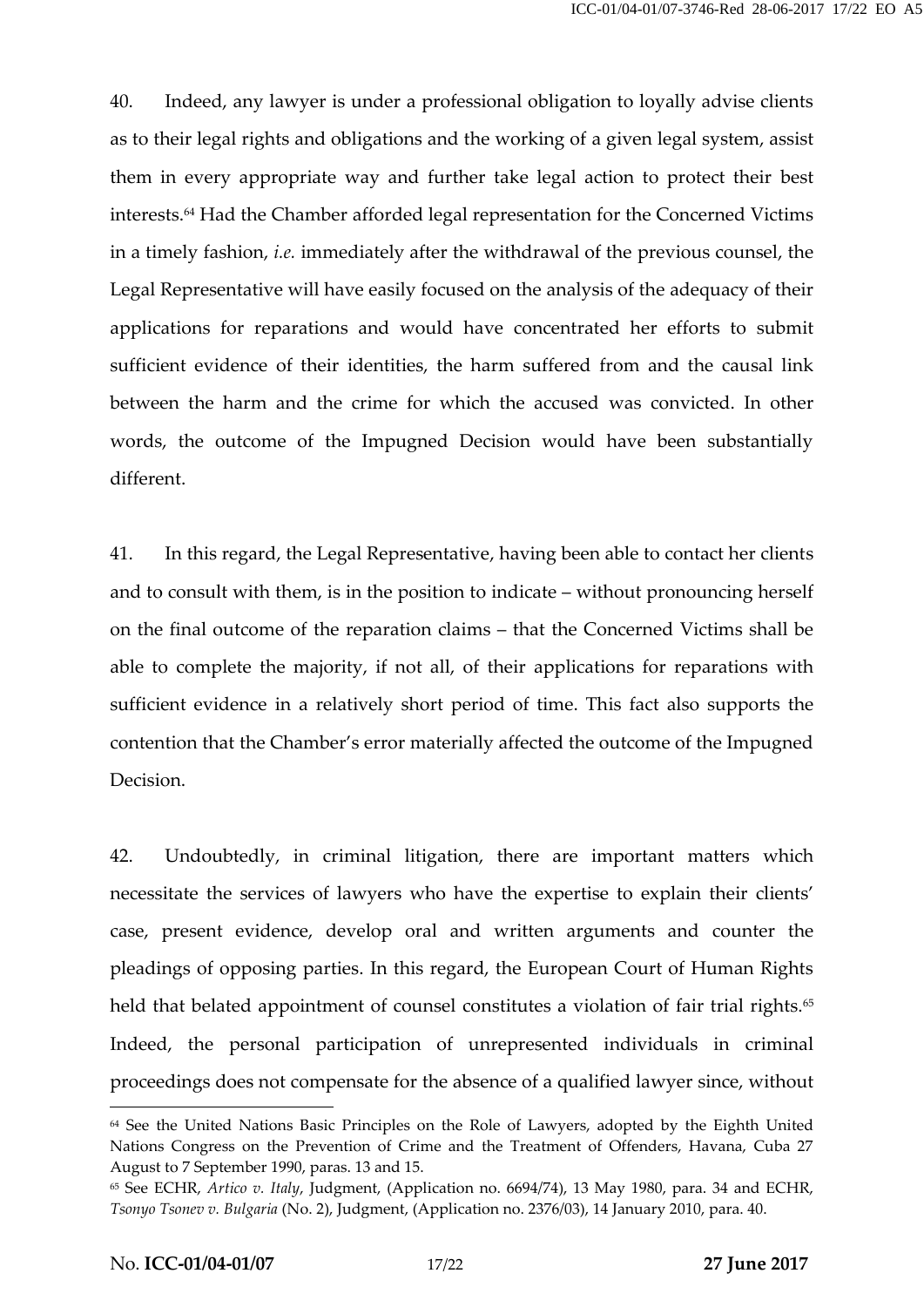40. Indeed, any lawyer is under a professional obligation to loyally advise clients as to their legal rights and obligations and the working of a given legal system, assist them in every appropriate way and further take legal action to protect their best interests.[64] Had the Chamber afforded legal representation for the Concerned Victims in a timely fashion, *i.e.* immediately after the withdrawal of the previous counsel, the Legal Representative will have easily focused on the analysis of the adequacy of their applications for reparations and would have concentrated her efforts to submit sufficient evidence of their identities, the harm suffered from and the causal link between the harm and the crime for which the accused was convicted. In other words, the outcome of the Impugned Decision would have been substantially different.

41. In this regard, the Legal Representative, having been able to contact her clients and to consult with them, is in the position to indicate – without pronouncing herself on the final outcome of the reparation claims – that the Concerned Victims shall be able to complete the majority, if not all, of their applications for reparations with sufficient evidence in a relatively short period of time. This fact also supports the contention that the Chamber's error materially affected the outcome of the Impugned Decision.

42. Undoubtedly, in criminal litigation, there are important matters which necessitate the services of lawyers who have the expertise to explain their clients' case, present evidence, develop oral and written arguments and counter the pleadings of opposing parties. In this regard, the European Court of Human Rights held that belated appointment of counsel constitutes a violation of fair trial rights.[65] Indeed, the personal participation of unrepresented individuals in criminal proceedings does not compensate for the absence of a qualified lawyer since, without

---

[64] See the United Nations Basic Principles on the Role of Lawyers, adopted by the Eighth United Nations Congress on the Prevention of Crime and the Treatment of Offenders, Havana, Cuba 27 August to 7 September 1990, paras. 13 and 15.

[65] See ECHR, *Artico v. Italy*, Judgment, (Application no. 6694/74), 13 May 1980, para. 34 and ECHR, *Tsonyo Tsonev v. Bulgaria* (No. 2), Judgment, (Application no. 2376/03), 14 January 2010, para. 40.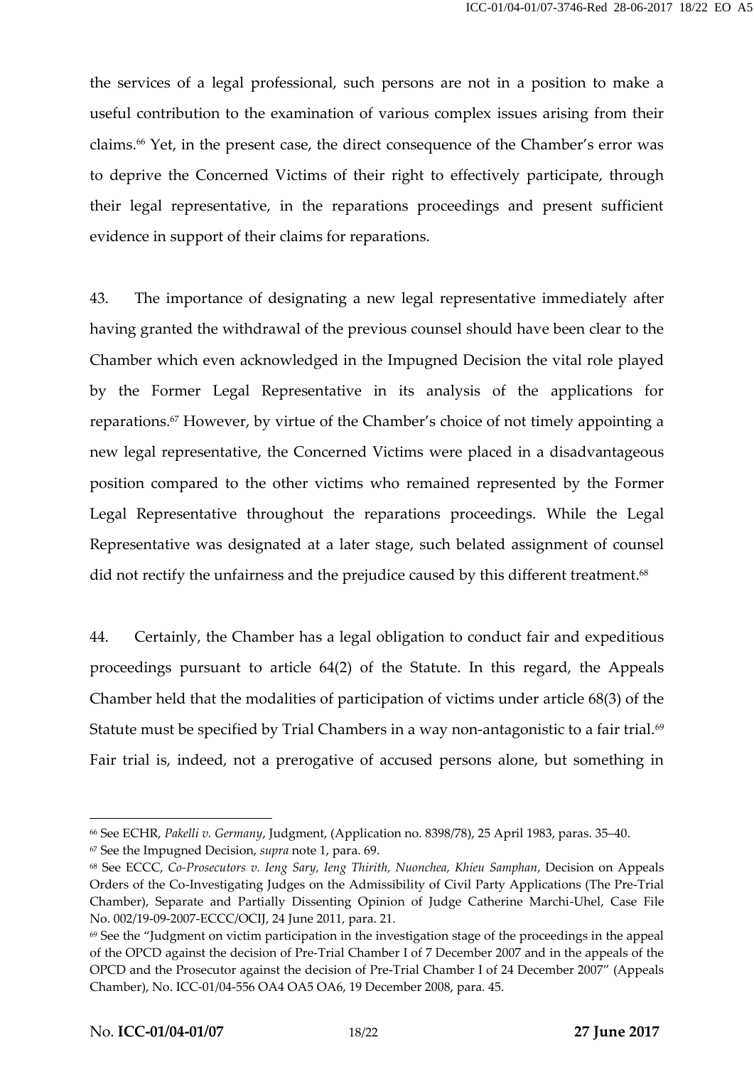the services of a legal professional, such persons are not in a position to make a useful contribution to the examination of various complex issues arising from their claims.[66] Yet, in the present case, the direct consequence of the Chamber's error was to deprive the Concerned Victims of their right to effectively participate, through their legal representative, in the reparations proceedings and present sufficient evidence in support of their claims for reparations.

43. The importance of designating a new legal representative immediately after having granted the withdrawal of the previous counsel should have been clear to the Chamber which even acknowledged in the Impugned Decision the vital role played by the Former Legal Representative in its analysis of the applications for reparations.[67] However, by virtue of the Chamber's choice of not timely appointing a new legal representative, the Concerned Victims were placed in a disadvantageous position compared to the other victims who remained represented by the Former Legal Representative throughout the reparations proceedings. While the Legal Representative was designated at a later stage, such belated assignment of counsel did not rectify the unfairness and the prejudice caused by this different treatment.[68]

44. Certainly, the Chamber has a legal obligation to conduct fair and expeditious proceedings pursuant to article 64(2) of the Statute. In this regard, the Appeals Chamber held that the modalities of participation of victims under article 68(3) of the Statute must be specified by Trial Chambers in a way non-antagonistic to a fair trial.[69] Fair trial is, indeed, not a prerogative of accused persons alone, but something in

---

[66] See ECHR, *Pakelli v. Germany*, Judgment, (Application no. 8398/78), 25 April 1983, paras. 35–40.

[67] See the Impugned Decision, *supra* note 1, para. 69.

[68] See ECCC, *Co-Prosecutors v. Ieng Sary, Ieng Thirith, Nuonchea, Khieu Samphan*, Decision on Appeals Orders of the Co-Investigating Judges on the Admissibility of Civil Party Applications (The Pre-Trial Chamber), Separate and Partially Dissenting Opinion of Judge Catherine Marchi-Uhel, Case File No. 002/19-09-2007-ECCC/OCIJ, 24 June 2011, para. 21.

[69] See the "Judgment on victim participation in the investigation stage of the proceedings in the appeal of the OPCD against the decision of Pre-Trial Chamber I of 7 December 2007 and in the appeals of the OPCD and the Prosecutor against the decision of Pre-Trial Chamber I of 24 December 2007" (Appeals Chamber), No. ICC-01/04-556 OA4 OA5 OA6, 19 December 2008, para. 45.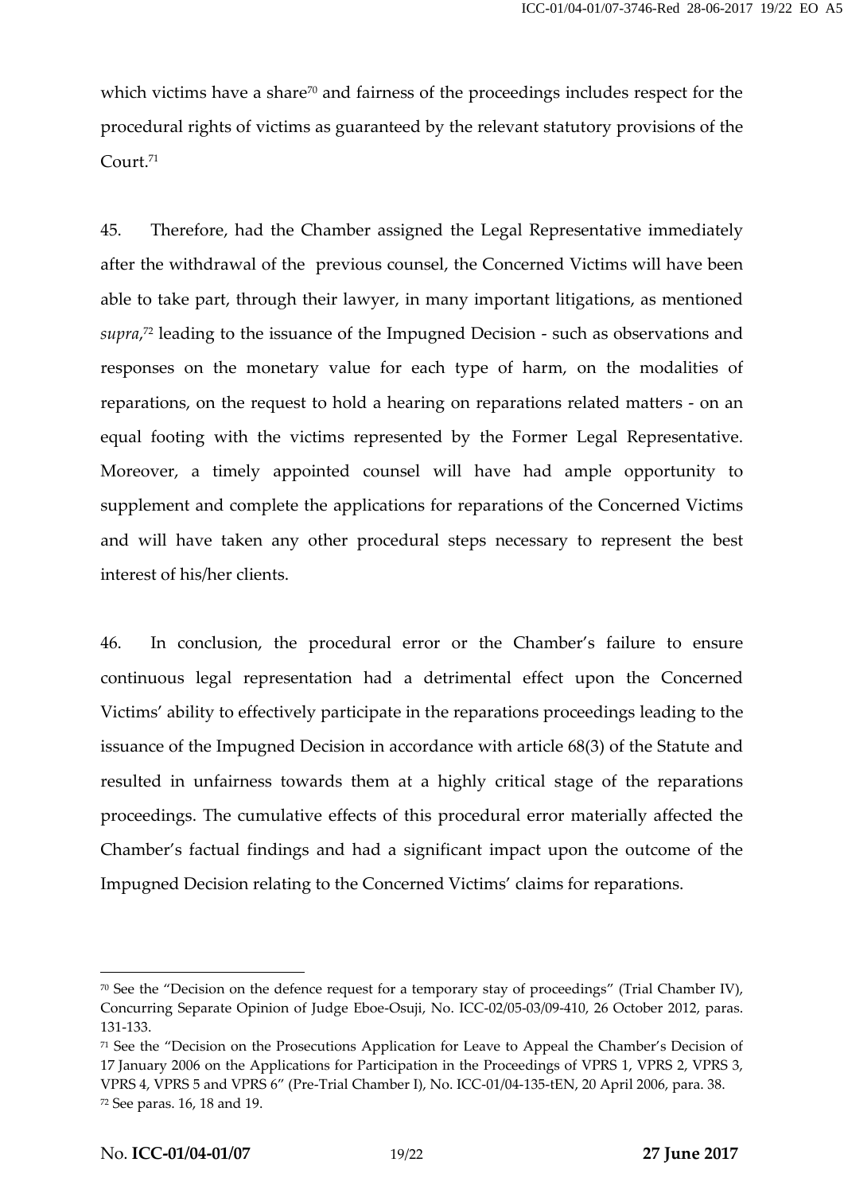which victims have a share[70] and fairness of the proceedings includes respect for the procedural rights of victims as guaranteed by the relevant statutory provisions of the Court.[71]

45. Therefore, had the Chamber assigned the Legal Representative immediately after the withdrawal of the previous counsel, the Concerned Victims will have been able to take part, through their lawyer, in many important litigations, as mentioned *supra*,[72] leading to the issuance of the Impugned Decision - such as observations and responses on the monetary value for each type of harm, on the modalities of reparations, on the request to hold a hearing on reparations related matters - on an equal footing with the victims represented by the Former Legal Representative. Moreover, a timely appointed counsel will have had ample opportunity to supplement and complete the applications for reparations of the Concerned Victims and will have taken any other procedural steps necessary to represent the best interest of his/her clients.

46. In conclusion, the procedural error or the Chamber's failure to ensure continuous legal representation had a detrimental effect upon the Concerned Victims' ability to effectively participate in the reparations proceedings leading to the issuance of the Impugned Decision in accordance with article 68(3) of the Statute and resulted in unfairness towards them at a highly critical stage of the reparations proceedings. The cumulative effects of this procedural error materially affected the Chamber's factual findings and had a significant impact upon the outcome of the Impugned Decision relating to the Concerned Victims' claims for reparations.

---

[70] See the "Decision on the defence request for a temporary stay of proceedings" (Trial Chamber IV), Concurring Separate Opinion of Judge Eboe-Osuji, No. ICC-02/05-03/09-410, 26 October 2012, paras. 131-133.

[71] See the "Decision on the Prosecutions Application for Leave to Appeal the Chamber's Decision of 17 January 2006 on the Applications for Participation in the Proceedings of VPRS 1, VPRS 2, VPRS 3, VPRS 4, VPRS 5 and VPRS 6" (Pre-Trial Chamber I), No. ICC-01/04-135-tEN, 20 April 2006, para. 38.

[72] See paras. 16, 18 and 19.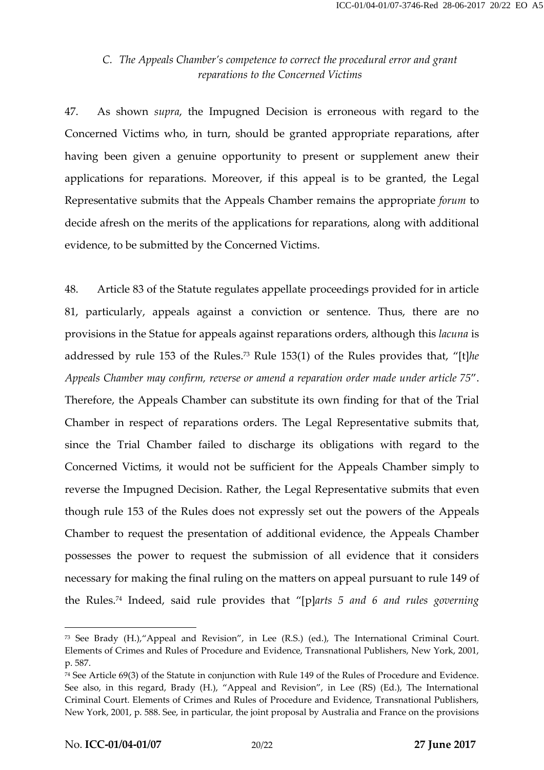### *C. The Appeals Chamber's competence to correct the procedural error and grant reparations to the Concerned Victims*

47. As shown *supra*, the Impugned Decision is erroneous with regard to the Concerned Victims who, in turn, should be granted appropriate reparations, after having been given a genuine opportunity to present or supplement anew their applications for reparations. Moreover, if this appeal is to be granted, the Legal Representative submits that the Appeals Chamber remains the appropriate *forum* to decide afresh on the merits of the applications for reparations, along with additional evidence, to be submitted by the Concerned Victims.

48. Article 83 of the Statute regulates appellate proceedings provided for in article 81, particularly, appeals against a conviction or sentence. Thus, there are no provisions in the Statue for appeals against reparations orders, although this *lacuna* is addressed by rule 153 of the Rules.[73] Rule 153(1) of the Rules provides that, "[t]*he Appeals Chamber may confirm, reverse or amend a reparation order made under article 75*". Therefore, the Appeals Chamber can substitute its own finding for that of the Trial Chamber in respect of reparations orders. The Legal Representative submits that, since the Trial Chamber failed to discharge its obligations with regard to the Concerned Victims, it would not be sufficient for the Appeals Chamber simply to reverse the Impugned Decision. Rather, the Legal Representative submits that even though rule 153 of the Rules does not expressly set out the powers of the Appeals Chamber to request the presentation of additional evidence, the Appeals Chamber possesses the power to request the submission of all evidence that it considers necessary for making the final ruling on the matters on appeal pursuant to rule 149 of the Rules.[74] Indeed, said rule provides that "[p]*arts 5 and 6 and rules governing*

---

[73] See Brady (H.),"Appeal and Revision", in Lee (R.S.) (ed.), The International Criminal Court. Elements of Crimes and Rules of Procedure and Evidence, Transnational Publishers, New York, 2001, p. 587.

[74] See Article 69(3) of the Statute in conjunction with Rule 149 of the Rules of Procedure and Evidence. See also, in this regard, Brady (H.), "Appeal and Revision", in Lee (RS) (Ed.), The International Criminal Court. Elements of Crimes and Rules of Procedure and Evidence, Transnational Publishers, New York, 2001, p. 588. See, in particular, the joint proposal by Australia and France on the provisions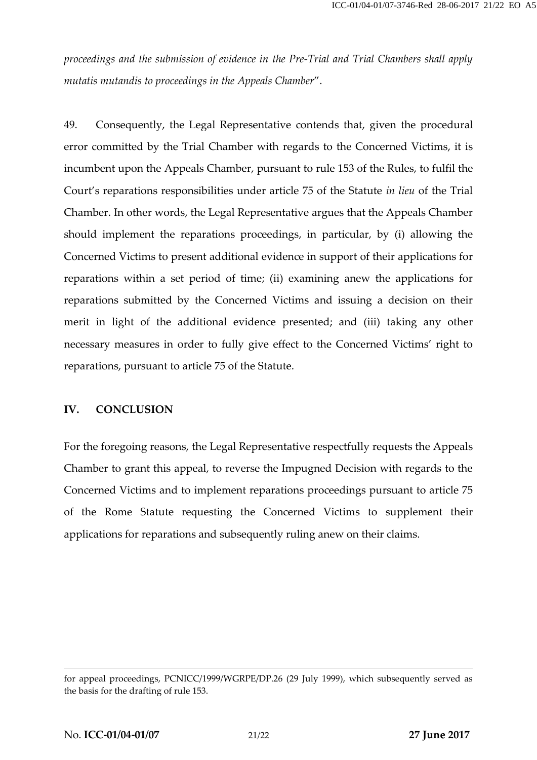*proceedings and the submission of evidence in the Pre-Trial and Trial Chambers shall apply mutatis mutandis to proceedings in the Appeals Chamber*".

49. Consequently, the Legal Representative contends that, given the procedural error committed by the Trial Chamber with regards to the Concerned Victims, it is incumbent upon the Appeals Chamber, pursuant to rule 153 of the Rules, to fulfil the Court's reparations responsibilities under article 75 of the Statute *in lieu* of the Trial Chamber. In other words, the Legal Representative argues that the Appeals Chamber should implement the reparations proceedings, in particular, by (i) allowing the Concerned Victims to present additional evidence in support of their applications for reparations within a set period of time; (ii) examining anew the applications for reparations submitted by the Concerned Victims and issuing a decision on their merit in light of the additional evidence presented; and (iii) taking any other necessary measures in order to fully give effect to the Concerned Victims' right to reparations, pursuant to article 75 of the Statute.

## IV. CONCLUSION

For the foregoing reasons, the Legal Representative respectfully requests the Appeals Chamber to grant this appeal, to reverse the Impugned Decision with regards to the Concerned Victims and to implement reparations proceedings pursuant to article 75 of the Rome Statute requesting the Concerned Victims to supplement their applications for reparations and subsequently ruling anew on their claims.

---

for appeal proceedings, PCNICC/1999/WGRPE/DP.26 (29 July 1999), which subsequently served as the basis for the drafting of rule 153.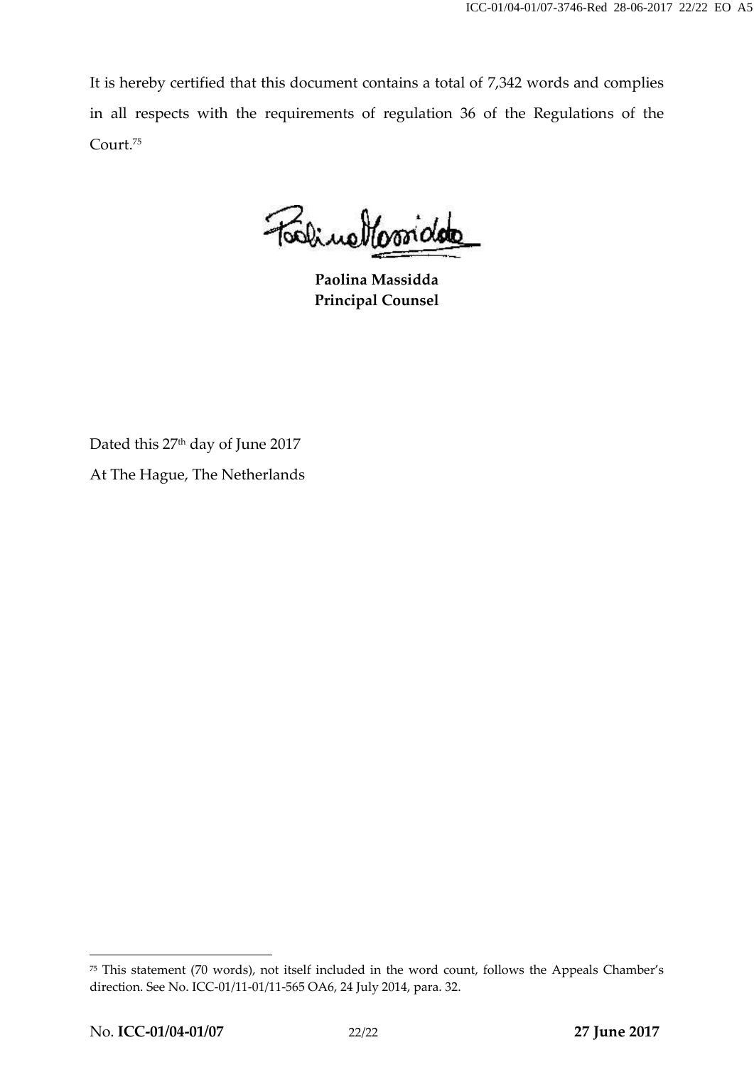It is hereby certified that this document contains a total of 7,342 words and complies in all respects with the requirements of regulation 36 of the Regulations of the Court.[75]

**Paolina Massidda**
**Principal Counsel**

Dated this 27th day of June 2017

At The Hague, The Netherlands

---

[75] This statement (70 words), not itself included in the word count, follows the Appeals Chamber's direction. See No. ICC-01/11-01/11-565 OA6, 24 July 2014, para. 32.